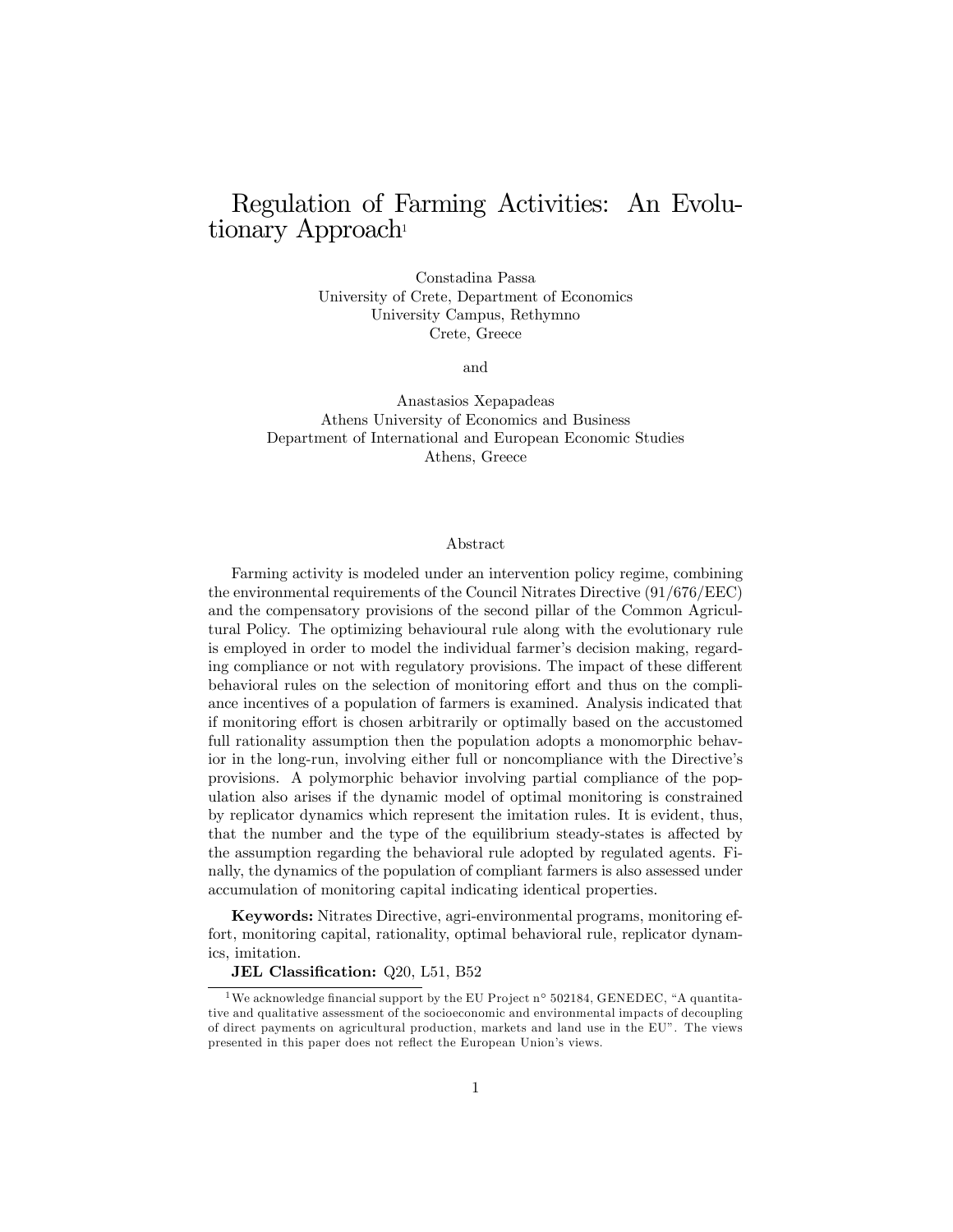# Regulation of Farming Activities: An Evolutionary Approach[1]

Constadina Passa
University of Crete, Department of Economics
University Campus, Rethymno
Crete, Greece

and

Anastasios Xepapadeas
Athens University of Economics and Business
Department of International and European Economic Studies
Athens, Greece

## Abstract

Farming activity is modeled under an intervention policy regime, combining the environmental requirements of the Council Nitrates Directive (91/676/EEC) and the compensatory provisions of the second pillar of the Common Agricultural Policy. The optimizing behavioural rule along with the evolutionary rule is employed in order to model the individual farmer's decision making, regarding compliance or not with regulatory provisions. The impact of these different behavioral rules on the selection of monitoring effort and thus on the compliance incentives of a population of farmers is examined. Analysis indicated that if monitoring effort is chosen arbitrarily or optimally based on the accustomed full rationality assumption then the population adopts a monomorphic behavior in the long-run, involving either full or noncompliance with the Directive's provisions. A polymorphic behavior involving partial compliance of the population also arises if the dynamic model of optimal monitoring is constrained by replicator dynamics which represent the imitation rules. It is evident, thus, that the number and the type of the equilibrium steady-states is affected by the assumption regarding the behavioral rule adopted by regulated agents. Finally, the dynamics of the population of compliant farmers is also assessed under accumulation of monitoring capital indicating identical properties.

**Keywords:** Nitrates Directive, agri-environmental programs, monitoring effort, monitoring capital, rationality, optimal behavioral rule, replicator dynamics, imitation.

**JEL Classification:** Q20, L51, B52

---

[1] We acknowledge financial support by the EU Project n° 502184, GENEDEC, "A quantitative and qualitative assessment of the socioeconomic and environmental impacts of decoupling of direct payments on agricultural production, markets and land use in the EU". The views presented in this paper does not reflect the European Union's views.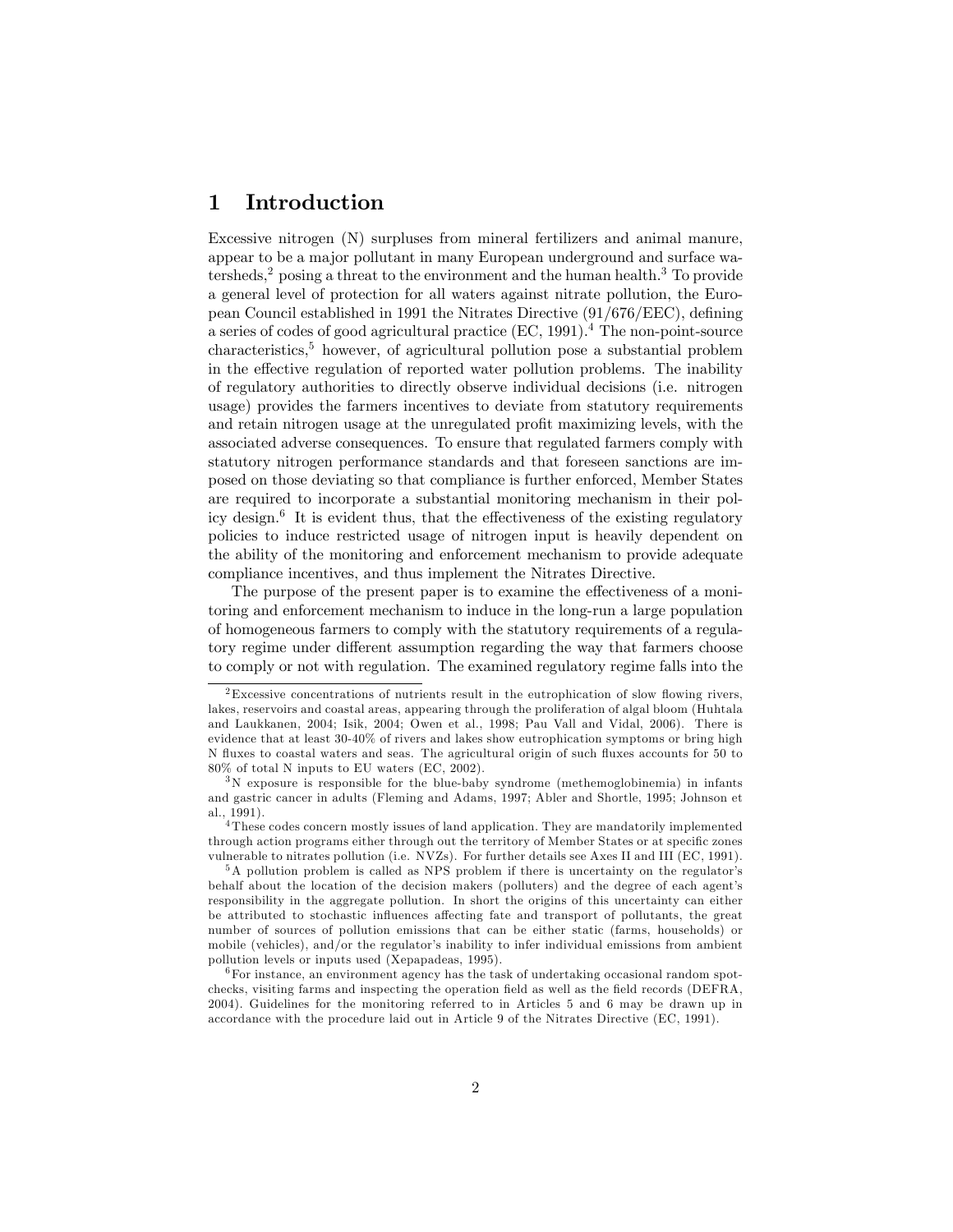# 1 Introduction

Excessive nitrogen (N) surpluses from mineral fertilizers and animal manure, appear to be a major pollutant in many European underground and surface watersheds,[2] posing a threat to the environment and the human health.[3] To provide a general level of protection for all waters against nitrate pollution, the European Council established in 1991 the Nitrates Directive (91/676/EEC), defining a series of codes of good agricultural practice (EC, 1991).[4] The non-point-source characteristics,[5] however, of agricultural pollution pose a substantial problem in the effective regulation of reported water pollution problems. The inability of regulatory authorities to directly observe individual decisions (i.e. nitrogen usage) provides the farmers incentives to deviate from statutory requirements and retain nitrogen usage at the unregulated profit maximizing levels, with the associated adverse consequences. To ensure that regulated farmers comply with statutory nitrogen performance standards and that foreseen sanctions are imposed on those deviating so that compliance is further enforced, Member States are required to incorporate a substantial monitoring mechanism in their policy design.[6] It is evident thus, that the effectiveness of the existing regulatory policies to induce restricted usage of nitrogen input is heavily dependent on the ability of the monitoring and enforcement mechanism to provide adequate compliance incentives, and thus implement the Nitrates Directive.

The purpose of the present paper is to examine the effectiveness of a monitoring and enforcement mechanism to induce in the long-run a large population of homogeneous farmers to comply with the statutory requirements of a regulatory regime under different assumption regarding the way that farmers choose to comply or not with regulation. The examined regulatory regime falls into the

---

[2] Excessive concentrations of nutrients result in the eutrophication of slow flowing rivers, lakes, reservoirs and coastal areas, appearing through the proliferation of algal bloom (Huhtala and Laukkanen, 2004; Isik, 2004; Owen et al., 1998; Pau Vall and Vidal, 2006). There is evidence that at least 30-40% of rivers and lakes show eutrophication symptoms or bring high N fluxes to coastal waters and seas. The agricultural origin of such fluxes accounts for 50 to 80% of total N inputs to EU waters (EC, 2002).

[3] N exposure is responsible for the blue-baby syndrome (methemoglobinemia) in infants and gastric cancer in adults (Fleming and Adams, 1997; Abler and Shortle, 1995; Johnson et al., 1991).

[4] These codes concern mostly issues of land application. They are mandatorily implemented through action programs either through out the territory of Member States or at specific zones vulnerable to nitrates pollution (i.e. NVZs). For further details see Axes II and III (EC, 1991).

[5] A pollution problem is called as NPS problem if there is uncertainty on the regulator's behalf about the location of the decision makers (polluters) and the degree of each agent's responsibility in the aggregate pollution. In short the origins of this uncertainty can either be attributed to stochastic influences affecting fate and transport of pollutants, the great number of sources of pollution emissions that can be either static (farms, households) or mobile (vehicles), and/or the regulator's inability to infer individual emissions from ambient pollution levels or inputs used (Xepapadeas, 1995).

[6] For instance, an environment agency has the task of undertaking occasional random spot-checks, visiting farms and inspecting the operation field as well as the field records (DEFRA, 2004). Guidelines for the monitoring referred to in Articles 5 and 6 may be drawn up in accordance with the procedure laid out in Article 9 of the Nitrates Directive (EC, 1991).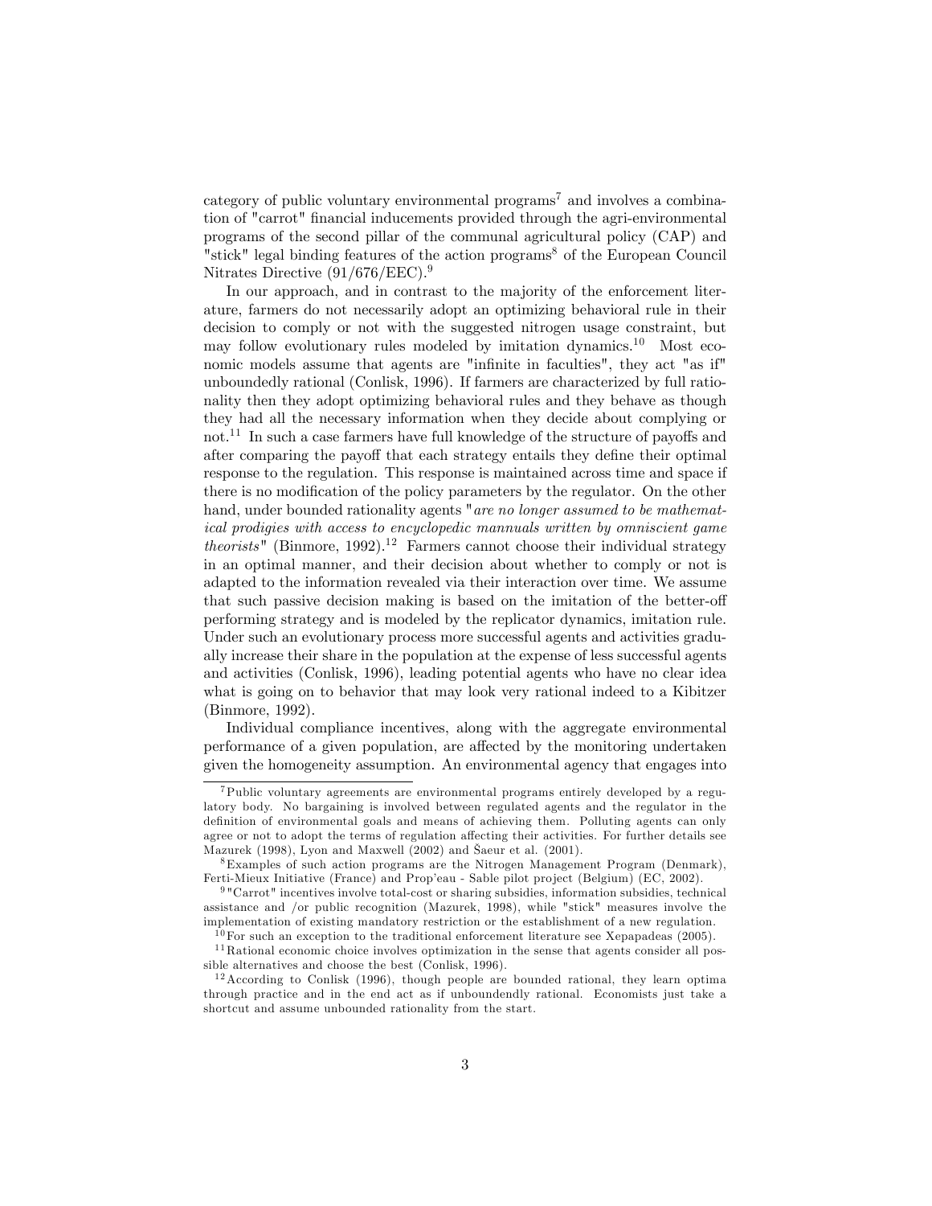category of public voluntary environmental programs[7] and involves a combination of "carrot" financial inducements provided through the agri-environmental programs of the second pillar of the communal agricultural policy (CAP) and "stick" legal binding features of the action programs[8] of the European Council Nitrates Directive (91/676/EEC).[9]

In our approach, and in contrast to the majority of the enforcement literature, farmers do not necessarily adopt an optimizing behavioral rule in their decision to comply or not with the suggested nitrogen usage constraint, but may follow evolutionary rules modeled by imitation dynamics.[10] Most economic models assume that agents are "infinite in faculties", they act "as if" unboundedly rational (Conlisk, 1996). If farmers are characterized by full rationality then they adopt optimizing behavioral rules and they behave as though they had all the necessary information when they decide about complying or not.[11] In such a case farmers have full knowledge of the structure of payoffs and after comparing the payoff that each strategy entails they define their optimal response to the regulation. This response is maintained across time and space if there is no modification of the policy parameters by the regulator. On the other hand, under bounded rationality agents "*are no longer assumed to be mathematical prodigies with access to encyclopedic mannuals written by omniscient game theorists*" (Binmore, 1992).[12] Farmers cannot choose their individual strategy in an optimal manner, and their decision about whether to comply or not is adapted to the information revealed via their interaction over time. We assume that such passive decision making is based on the imitation of the better-off performing strategy and is modeled by the replicator dynamics, imitation rule. Under such an evolutionary process more successful agents and activities gradually increase their share in the population at the expense of less successful agents and activities (Conlisk, 1996), leading potential agents who have no clear idea what is going on to behavior that may look very rational indeed to a Kibitzer (Binmore, 1992).

Individual compliance incentives, along with the aggregate environmental performance of a given population, are affected by the monitoring undertaken given the homogeneity assumption. An environmental agency that engages into

---

[7] Public voluntary agreements are environmental programs entirely developed by a regulatory body. No bargaining is involved between regulated agents and the regulator in the definition of environmental goals and means of achieving them. Polluting agents can only agree or not to adopt the terms of regulation affecting their activities. For further details see Mazurek (1998), Lyon and Maxwell (2002) and Šaeur et al. (2001).

[8] Examples of such action programs are the Nitrogen Management Program (Denmark), Ferti-Mieux Initiative (France) and Prop'eau - Sable pilot project (Belgium) (EC, 2002).

[9] "Carrot" incentives involve total-cost or sharing subsidies, information subsidies, technical assistance and /or public recognition (Mazurek, 1998), while "stick" measures involve the implementation of existing mandatory restriction or the establishment of a new regulation.

[10] For such an exception to the traditional enforcement literature see Xepapadeas (2005).

[11] Rational economic choice involves optimization in the sense that agents consider all possible alternatives and choose the best (Conlisk, 1996).

[12] According to Conlisk (1996), though people are bounded rational, they learn optima through practice and in the end act as if unboundendly rational. Economists just take a shortcut and assume unbounded rationality from the start.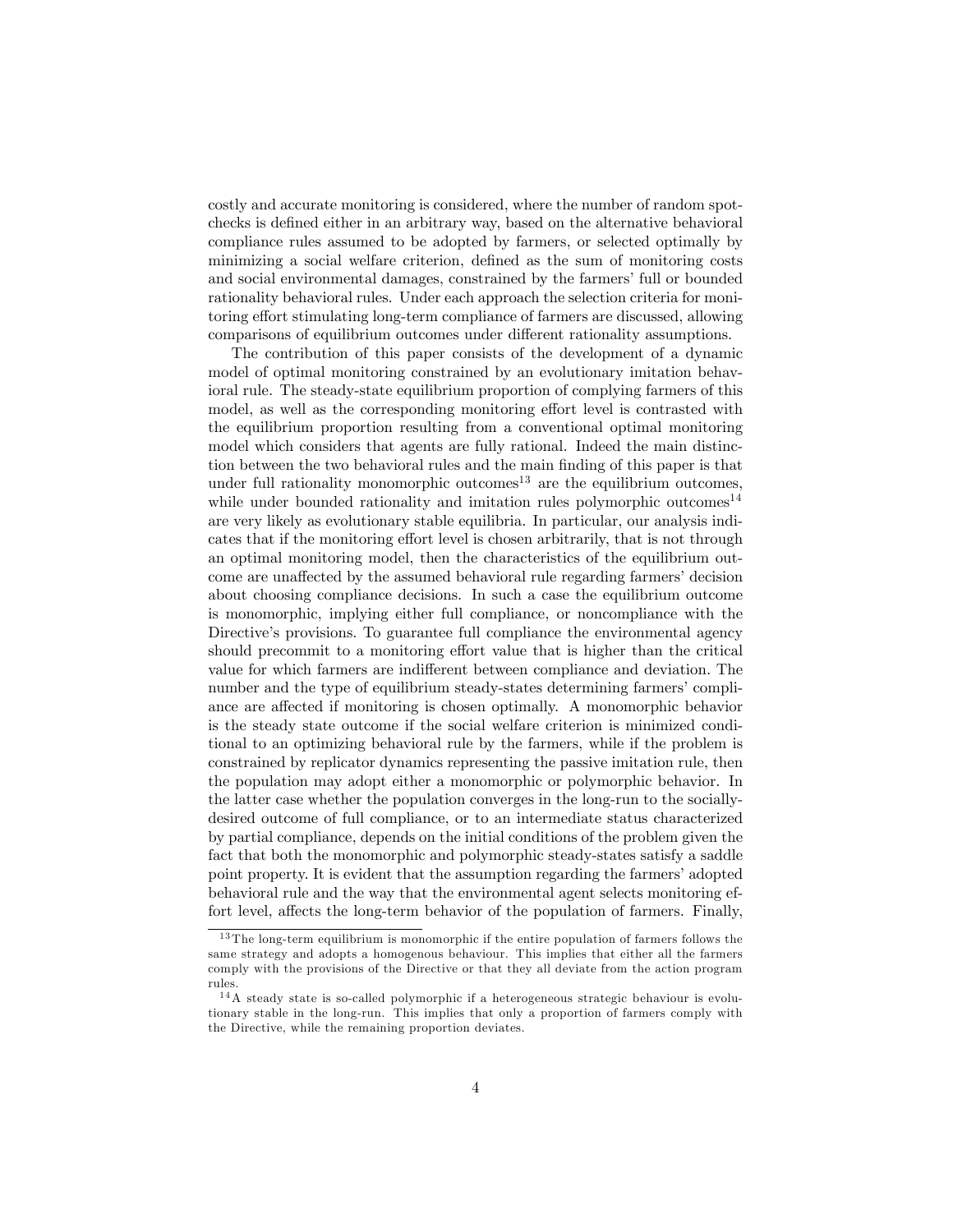costly and accurate monitoring is considered, where the number of random spot-checks is defined either in an arbitrary way, based on the alternative behavioral compliance rules assumed to be adopted by farmers, or selected optimally by minimizing a social welfare criterion, defined as the sum of monitoring costs and social environmental damages, constrained by the farmers' full or bounded rationality behavioral rules. Under each approach the selection criteria for monitoring effort stimulating long-term compliance of farmers are discussed, allowing comparisons of equilibrium outcomes under different rationality assumptions.

The contribution of this paper consists of the development of a dynamic model of optimal monitoring constrained by an evolutionary imitation behavioral rule. The steady-state equilibrium proportion of complying farmers of this model, as well as the corresponding monitoring effort level is contrasted with the equilibrium proportion resulting from a conventional optimal monitoring model which considers that agents are fully rational. Indeed the main distinction between the two behavioral rules and the main finding of this paper is that under full rationality monomorphic outcomes[13] are the equilibrium outcomes, while under bounded rationality and imitation rules polymorphic outcomes[14] are very likely as evolutionary stable equilibria. In particular, our analysis indicates that if the monitoring effort level is chosen arbitrarily, that is not through an optimal monitoring model, then the characteristics of the equilibrium outcome are unaffected by the assumed behavioral rule regarding farmers' decision about choosing compliance decisions. In such a case the equilibrium outcome is monomorphic, implying either full compliance, or noncompliance with the Directive's provisions. To guarantee full compliance the environmental agency should precommit to a monitoring effort value that is higher than the critical value for which farmers are indifferent between compliance and deviation. The number and the type of equilibrium steady-states determining farmers' compliance are affected if monitoring is chosen optimally. A monomorphic behavior is the steady state outcome if the social welfare criterion is minimized conditional to an optimizing behavioral rule by the farmers, while if the problem is constrained by replicator dynamics representing the passive imitation rule, then the population may adopt either a monomorphic or polymorphic behavior. In the latter case whether the population converges in the long-run to the socially-desired outcome of full compliance, or to an intermediate status characterized by partial compliance, depends on the initial conditions of the problem given the fact that both the monomorphic and polymorphic steady-states satisfy a saddle point property. It is evident that the assumption regarding the farmers' adopted behavioral rule and the way that the environmental agent selects monitoring effort level, affects the long-term behavior of the population of farmers. Finally,

[13] The long-term equilibrium is monomorphic if the entire population of farmers follows the same strategy and adopts a homogenous behaviour. This implies that either all the farmers comply with the provisions of the Directive or that they all deviate from the action program rules.

[14] A steady state is so-called polymorphic if a heterogeneous strategic behaviour is evolutionary stable in the long-run. This implies that only a proportion of farmers comply with the Directive, while the remaining proportion deviates.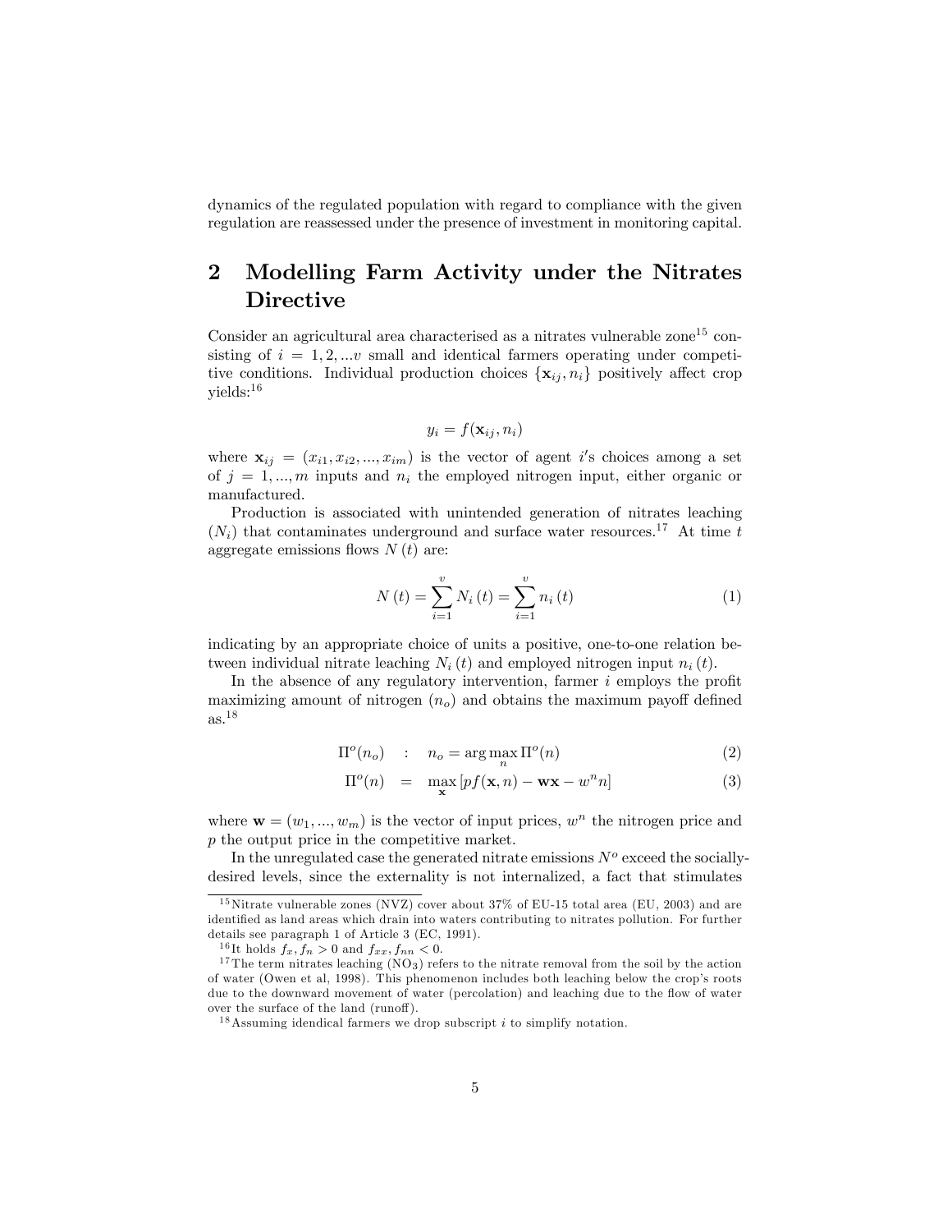dynamics of the regulated population with regard to compliance with the given regulation are reassessed under the presence of investment in monitoring capital.

## 2 Modelling Farm Activity under the Nitrates Directive

Consider an agricultural area characterised as a nitrates vulnerable zone[15] consisting of $i = 1, 2, ...v$ small and identical farmers operating under competitive conditions. Individual production choices $\{\mathbf{x}_{ij}, n_i\}$ positively affect crop yields:[16]

$$y_i = f(\mathbf{x}_{ij}, n_i)$$

where $\mathbf{x}_{ij} = (x_{i1}, x_{i2}, ..., x_{im})$ is the vector of agent $i$'s choices among a set of $j = 1, ..., m$ inputs and $n_i$ the employed nitrogen input, either organic or manufactured.

Production is associated with unintended generation of nitrates leaching ($N_i$) that contaminates underground and surface water resources.[17] At time $t$ aggregate emissions flows $N(t)$ are:

$$N(t) = \sum_{i=1}^{v} N_i(t) = \sum_{i=1}^{v} n_i(t) \tag{1}$$

indicating by an appropriate choice of units a positive, one-to-one relation between individual nitrate leaching $N_i(t)$ and employed nitrogen input $n_i(t)$.

In the absence of any regulatory intervention, farmer $i$ employs the profit maximizing amount of nitrogen ($n_o$) and obtains the maximum payoff defined as.[18]

$$\Pi^o(n_o) \quad : \quad n_o = \arg\max_n \Pi^o(n) \tag{2}$$

$$\Pi^o(n) \quad = \quad \max_{\mathbf{x}} \left[ pf(\mathbf{x}, n) - \mathbf{w}\mathbf{x} - w^n n \right] \tag{3}$$

where $\mathbf{w} = (w_1, ..., w_m)$ is the vector of input prices, $w^n$ the nitrogen price and $p$ the output price in the competitive market.

In the unregulated case the generated nitrate emissions $N^o$ exceed the socially-desired levels, since the externality is not internalized, a fact that stimulates

---

[15] Nitrate vulnerable zones (NVZ) cover about 37% of EU-15 total area (EU, 2003) and are identified as land areas which drain into waters contributing to nitrates pollution. For further details see paragraph 1 of Article 3 (EC, 1991).

[16] It holds $f_x, f_n > 0$ and $f_{xx}, f_{nn} < 0$.

[17] The term nitrates leaching ($NO_3$) refers to the nitrate removal from the soil by the action of water (Owen et al, 1998). This phenomenon includes both leaching below the crop's roots due to the downward movement of water (percolation) and leaching due to the flow of water over the surface of the land (runoff).

[18] Assuming idendical farmers we drop subscript $i$ to simplify notation.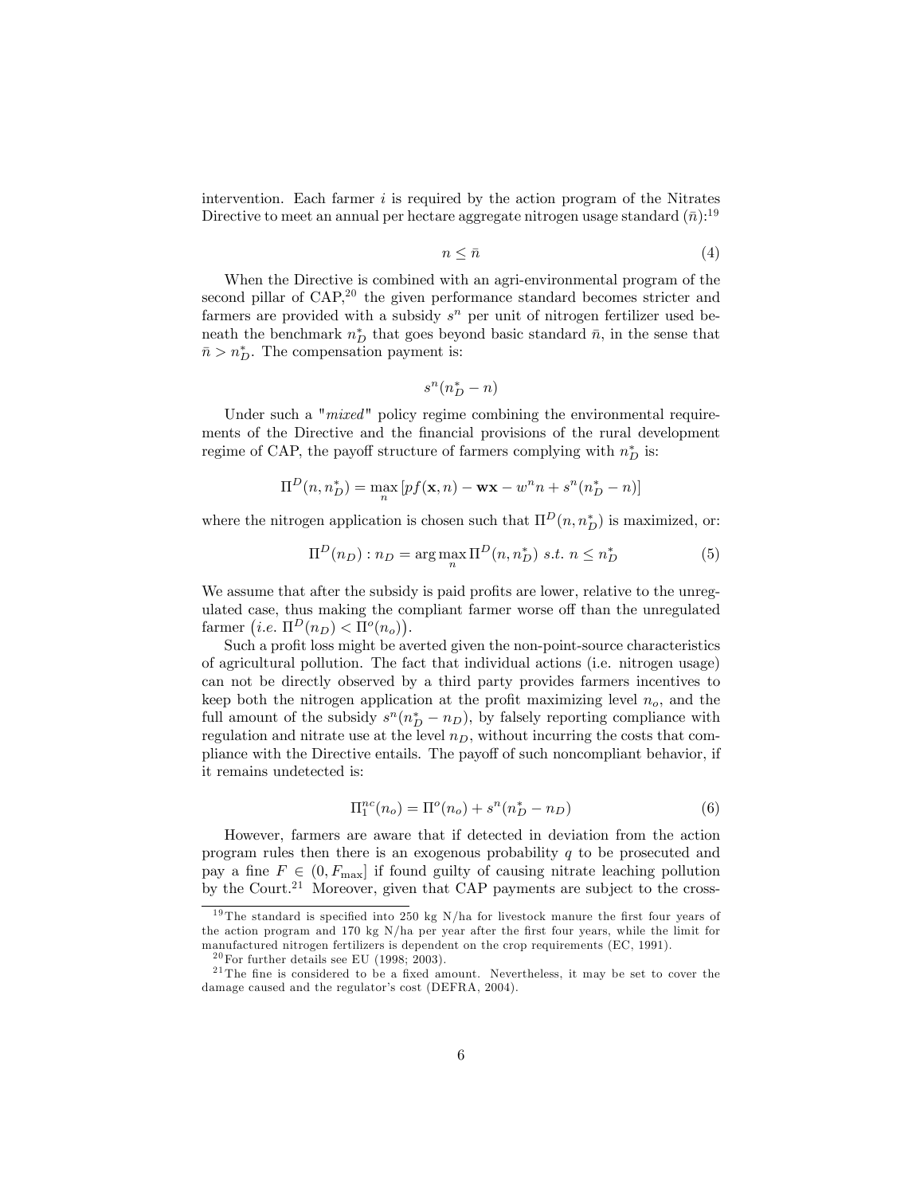intervention. Each farmer $i$ is required by the action program of the Nitrates Directive to meet an annual per hectare aggregate nitrogen usage standard ($\bar{n}$):[19]

$$n \leq \bar{n} \tag{4}$$

When the Directive is combined with an agri-environmental program of the second pillar of CAP,[20] the given performance standard becomes stricter and farmers are provided with a subsidy $s^n$ per unit of nitrogen fertilizer used beneath the benchmark $n_D^*$ that goes beyond basic standard $\bar{n}$, in the sense that $\bar{n} > n_D^*$. The compensation payment is:

$$s^n(n_D^* - n)$$

Under such a "*mixed*" policy regime combining the environmental requirements of the Directive and the financial provisions of the rural development regime of CAP, the payoff structure of farmers complying with $n_D^*$ is:

$$\Pi^D(n, n_D^*) = \max_n \left[pf(\mathbf{x}, n) - \mathbf{wx} - w^n n + s^n(n_D^* - n)\right]$$

where the nitrogen application is chosen such that $\Pi^D(n, n_D^*)$ is maximized, or:

$$\Pi^D(n_D) : n_D = \arg\max_n \Pi^D(n, n_D^*) \ s.t. \ n \leq n_D^* \tag{5}$$

We assume that after the subsidy is paid profits are lower, relative to the unregulated case, thus making the compliant farmer worse off than the unregulated farmer $\left(i.e. \ \Pi^D(n_D) < \Pi^o(n_o)\right)$.

Such a profit loss might be averted given the non-point-source characteristics of agricultural pollution. The fact that individual actions (i.e. nitrogen usage) can not be directly observed by a third party provides farmers incentives to keep both the nitrogen application at the profit maximizing level $n_o$, and the full amount of the subsidy $s^n(n_D^* - n_D)$, by falsely reporting compliance with regulation and nitrate use at the level $n_D$, without incurring the costs that compliance with the Directive entails. The payoff of such noncompliant behavior, if it remains undetected is:

$$\Pi_1^{nc}(n_o) = \Pi^o(n_o) + s^n(n_D^* - n_D) \tag{6}$$

However, farmers are aware that if detected in deviation from the action program rules then there is an exogenous probability $q$ to be prosecuted and pay a fine $F \in (0, F_{\max}]$ if found guilty of causing nitrate leaching pollution by the Court.[21] Moreover, given that CAP payments are subject to the cross-

---

[19] The standard is specified into 250 kg N/ha for livestock manure the first four years of the action program and 170 kg N/ha per year after the first four years, while the limit for manufactured nitrogen fertilizers is dependent on the crop requirements (EC, 1991).

[20] For further details see EU (1998; 2003).

[21] The fine is considered to be a fixed amount. Nevertheless, it may be set to cover the damage caused and the regulator's cost (DEFRA, 2004).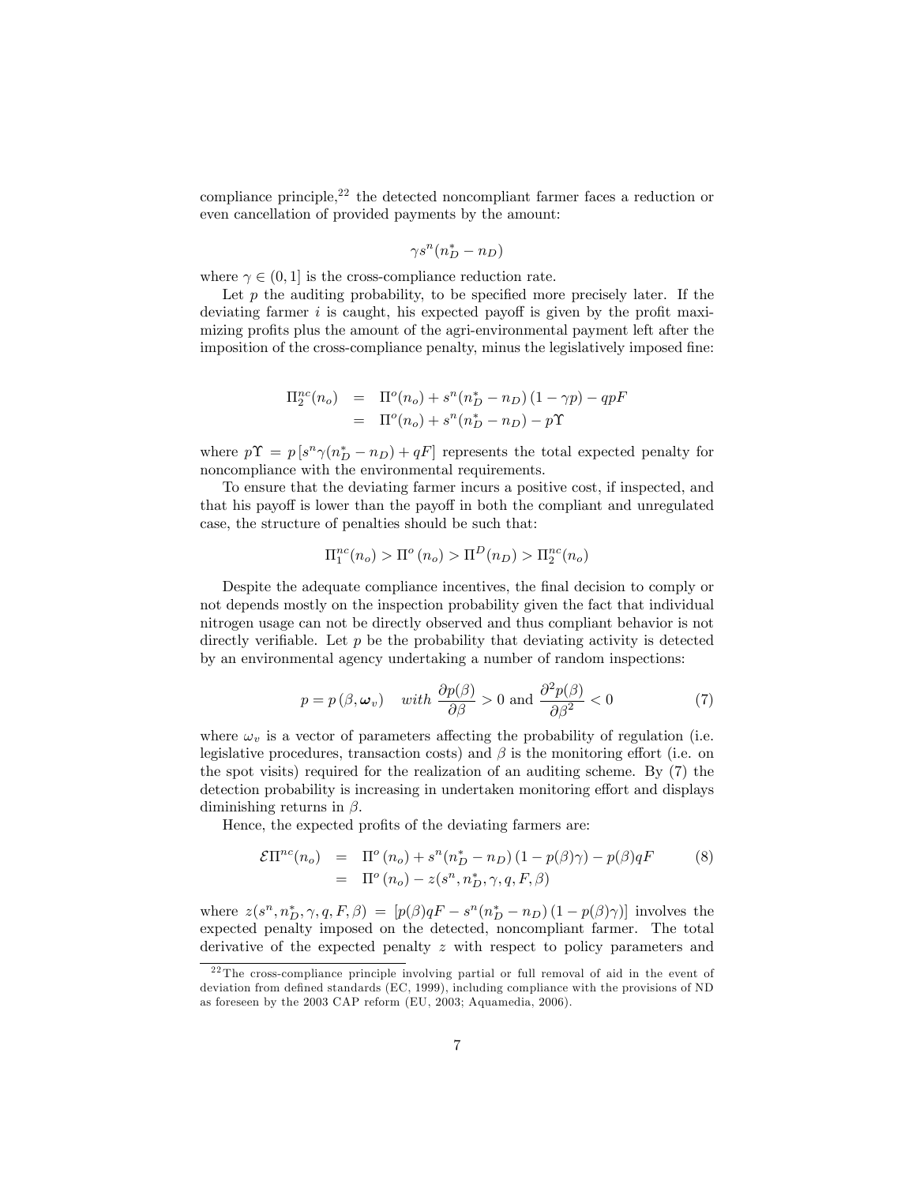compliance principle,[22] the detected noncompliant farmer faces a reduction or even cancellation of provided payments by the amount:

$$\gamma s^n (n_D^* - n_D)$$

where $\gamma \in (0, 1]$ is the cross-compliance reduction rate.

Let $p$ the auditing probability, to be specified more precisely later. If the deviating farmer $i$ is caught, his expected payoff is given by the profit maximizing profits plus the amount of the agri-environmental payment left after the imposition of the cross-compliance penalty, minus the legislatively imposed fine:

$$\begin{aligned}
\Pi_2^{nc}(n_o) &= \Pi^o(n_o) + s^n(n_D^* - n_D)(1 - \gamma p) - qpF \\
&= \Pi^o(n_o) + s^n(n_D^* - n_D) - p\Upsilon
\end{aligned}$$

where $p\Upsilon = p\left[s^n \gamma(n_D^* - n_D) + qF\right]$ represents the total expected penalty for noncompliance with the environmental requirements.

To ensure that the deviating farmer incurs a positive cost, if inspected, and that his payoff is lower than the payoff in both the compliant and unregulated case, the structure of penalties should be such that:

$$\Pi_1^{nc}(n_o) > \Pi^o(n_o) > \Pi^D(n_D) > \Pi_2^{nc}(n_o)$$

Despite the adequate compliance incentives, the final decision to comply or not depends mostly on the inspection probability given the fact that individual nitrogen usage can not be directly observed and thus compliant behavior is not directly verifiable. Let $p$ be the probability that deviating activity is detected by an environmental agency undertaking a number of random inspections:

$$p = p(\beta, \boldsymbol{\omega}_v) \quad with\ \frac{\partial p(\beta)}{\partial \beta} > 0 \text{ and } \frac{\partial^2 p(\beta)}{\partial \beta^2} < 0 \tag{7}$$

where $\omega_v$ is a vector of parameters affecting the probability of regulation (i.e. legislative procedures, transaction costs) and $\beta$ is the monitoring effort (i.e. on the spot visits) required for the realization of an auditing scheme. By (7) the detection probability is increasing in undertaken monitoring effort and displays diminishing returns in $\beta$.

Hence, the expected profits of the deviating farmers are:

$$\begin{aligned}
\mathcal{E}\Pi^{nc}(n_o) &= \Pi^o(n_o) + s^n(n_D^* - n_D)(1 - p(\beta)\gamma) - p(\beta)qF \\
&= \Pi^o(n_o) - z(s^n, n_D^*, \gamma, q, F, \beta)
\end{aligned} \tag{8}$$

where $z(s^n, n_D^*, \gamma, q, F, \beta) = [p(\beta)qF - s^n(n_D^* - n_D)(1 - p(\beta)\gamma)]$ involves the expected penalty imposed on the detected, noncompliant farmer. The total derivative of the expected penalty $z$ with respect to policy parameters and

[22] The cross-compliance principle involving partial or full removal of aid in the event of deviation from defined standards (EC, 1999), including compliance with the provisions of ND as foreseen by the 2003 CAP reform (EU, 2003; Aquamedia, 2006).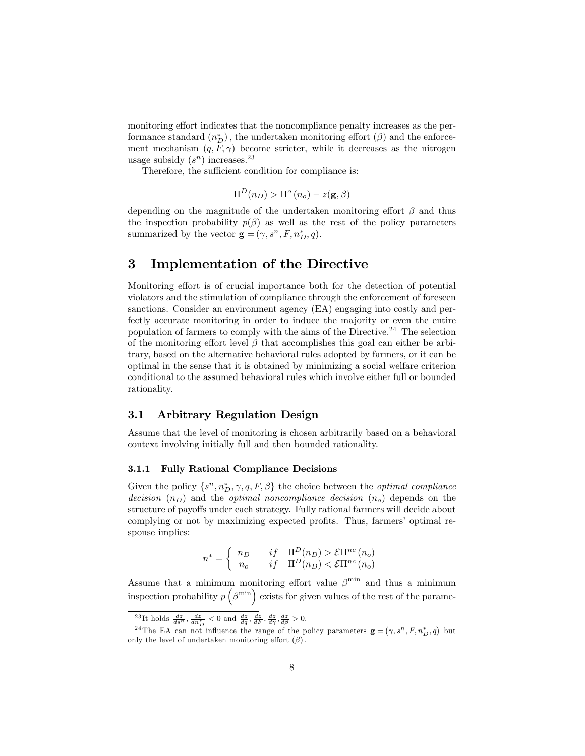monitoring effort indicates that the noncompliance penalty increases as the performance standard $(n_D^*)$, the undertaken monitoring effort $(\beta)$ and the enforcement mechanism $(q, F, \gamma)$ become stricter, while it decreases as the nitrogen usage subsidy $(s^n)$ increases.[23]

Therefore, the sufficient condition for compliance is:

$$\Pi^D(n_D) > \Pi^o(n_o) - z(\mathbf{g}, \beta)$$

depending on the magnitude of the undertaken monitoring effort $\beta$ and thus the inspection probability $p(\beta)$ as well as the rest of the policy parameters summarized by the vector $\mathbf{g} = (\gamma, s^n, F, n_D^*, q)$.

# 3 Implementation of the Directive

Monitoring effort is of crucial importance both for the detection of potential violators and the stimulation of compliance through the enforcement of foreseen sanctions. Consider an environment agency (EA) engaging into costly and perfectly accurate monitoring in order to induce the majority or even the entire population of farmers to comply with the aims of the Directive.[24] The selection of the monitoring effort level $\beta$ that accomplishes this goal can either be arbitrary, based on the alternative behavioral rules adopted by farmers, or it can be optimal in the sense that it is obtained by minimizing a social welfare criterion conditional to the assumed behavioral rules which involve either full or bounded rationality.

## 3.1 Arbitrary Regulation Design

Assume that the level of monitoring is chosen arbitrarily based on a behavioral context involving initially full and then bounded rationality.

### 3.1.1 Fully Rational Compliance Decisions

Given the policy $\{s^n, n_D^*, \gamma, q, F, \beta\}$ the choice between the *optimal compliance decision* $(n_D)$ and the *optimal noncompliance decision* $(n_o)$ depends on the structure of payoffs under each strategy. Fully rational farmers will decide about complying or not by maximizing expected profits. Thus, farmers' optimal response implies:

$$n^* = \begin{cases} n_D & if \quad \Pi^D(n_D) > \mathcal{E}\Pi^{nc}(n_o) \\ n_o & if \quad \Pi^D(n_D) < \mathcal{E}\Pi^{nc}(n_o) \end{cases}$$

Assume that a minimum monitoring effort value $\beta^{\min}$ and thus a minimum inspection probability $p\left(\beta^{\min}\right)$ exists for given values of the rest of the parame-

---

[23] It holds $\frac{dz}{ds^n}, \frac{dz}{dn_D^*} < 0$ and $\frac{dz}{dq}, \frac{dz}{dF}, \frac{dz}{d\gamma}, \frac{dz}{d\beta} > 0$.

[24] The EA can not influence the range of the policy parameters $\mathbf{g} = (\gamma, s^n, F, n_D^*, q)$ but only the level of undertaken monitoring effort $(\beta)$.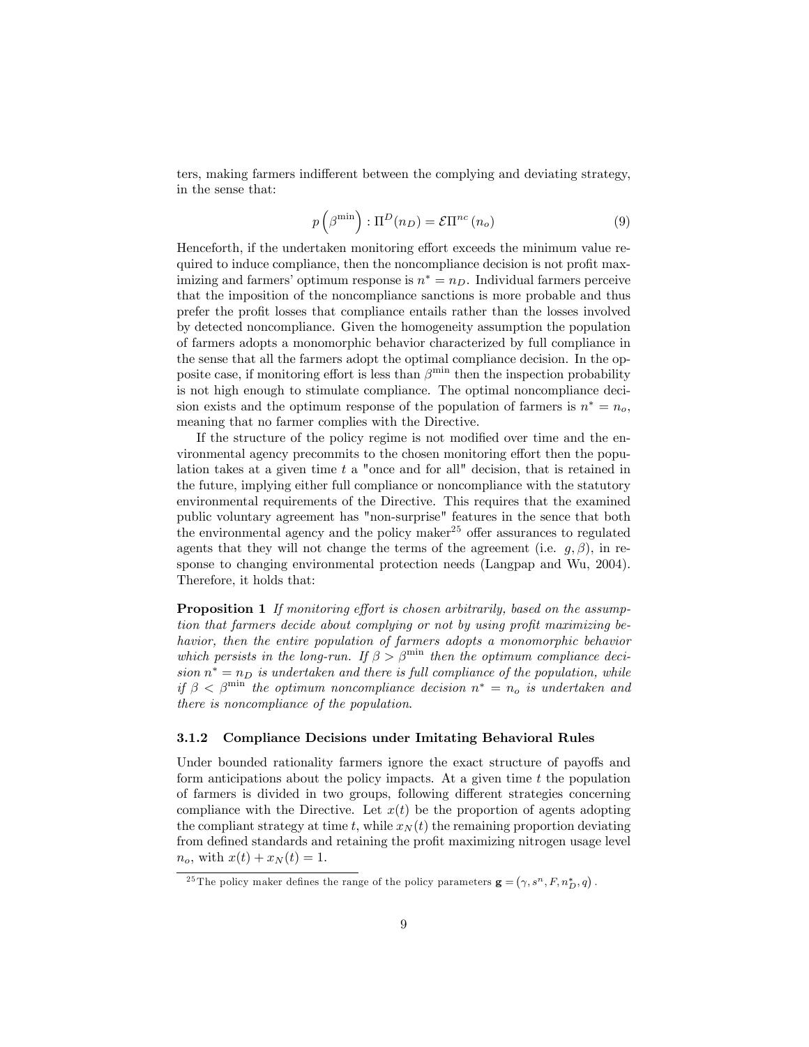ters, making farmers indifferent between the complying and deviating strategy, in the sense that:

$$p\left(\beta^{\min}\right) : \Pi^{D}(n_D) = \mathcal{E}\Pi^{nc}\left(n_o\right) \tag{9}$$

Henceforth, if the undertaken monitoring effort exceeds the minimum value required to induce compliance, then the noncompliance decision is not profit maximizing and farmers' optimum response is $n^* = n_D$. Individual farmers perceive that the imposition of the noncompliance sanctions is more probable and thus prefer the profit losses that compliance entails rather than the losses involved by detected noncompliance. Given the homogeneity assumption the population of farmers adopts a monomorphic behavior characterized by full compliance in the sense that all the farmers adopt the optimal compliance decision. In the opposite case, if monitoring effort is less than $\beta^{\min}$ then the inspection probability is not high enough to stimulate compliance. The optimal noncompliance decision exists and the optimum response of the population of farmers is $n^* = n_o$, meaning that no farmer complies with the Directive.

If the structure of the policy regime is not modified over time and the environmental agency precommits to the chosen monitoring effort then the population takes at a given time $t$ a "once and for all" decision, that is retained in the future, implying either full compliance or noncompliance with the statutory environmental requirements of the Directive. This requires that the examined public voluntary agreement has "non-surprise" features in the sence that both the environmental agency and the policy maker[25] offer assurances to regulated agents that they will not change the terms of the agreement (i.e. $g, \beta$), in response to changing environmental protection needs (Langpap and Wu, 2004). Therefore, it holds that:

**Proposition 1** *If monitoring effort is chosen arbitrarily, based on the assumption that farmers decide about complying or not by using profit maximizing behavior, then the entire population of farmers adopts a monomorphic behavior which persists in the long-run. If $\beta > \beta^{\min}$ then the optimum compliance decision $n^* = n_D$ is undertaken and there is full compliance of the population, while if $\beta < \beta^{\min}$ the optimum noncompliance decision $n^* = n_o$ is undertaken and there is noncompliance of the population.*

### 3.1.2 Compliance Decisions under Imitating Behavioral Rules

Under bounded rationality farmers ignore the exact structure of payoffs and form anticipations about the policy impacts. At a given time $t$ the population of farmers is divided in two groups, following different strategies concerning compliance with the Directive. Let $x(t)$ be the proportion of agents adopting the compliant strategy at time $t$, while $x_N(t)$ the remaining proportion deviating from defined standards and retaining the profit maximizing nitrogen usage level $n_o$, with $x(t) + x_N(t) = 1$.

[25] The policy maker defines the range of the policy parameters $\mathbf{g} = \left(\gamma, s^n, F, n_D^*, q\right)$.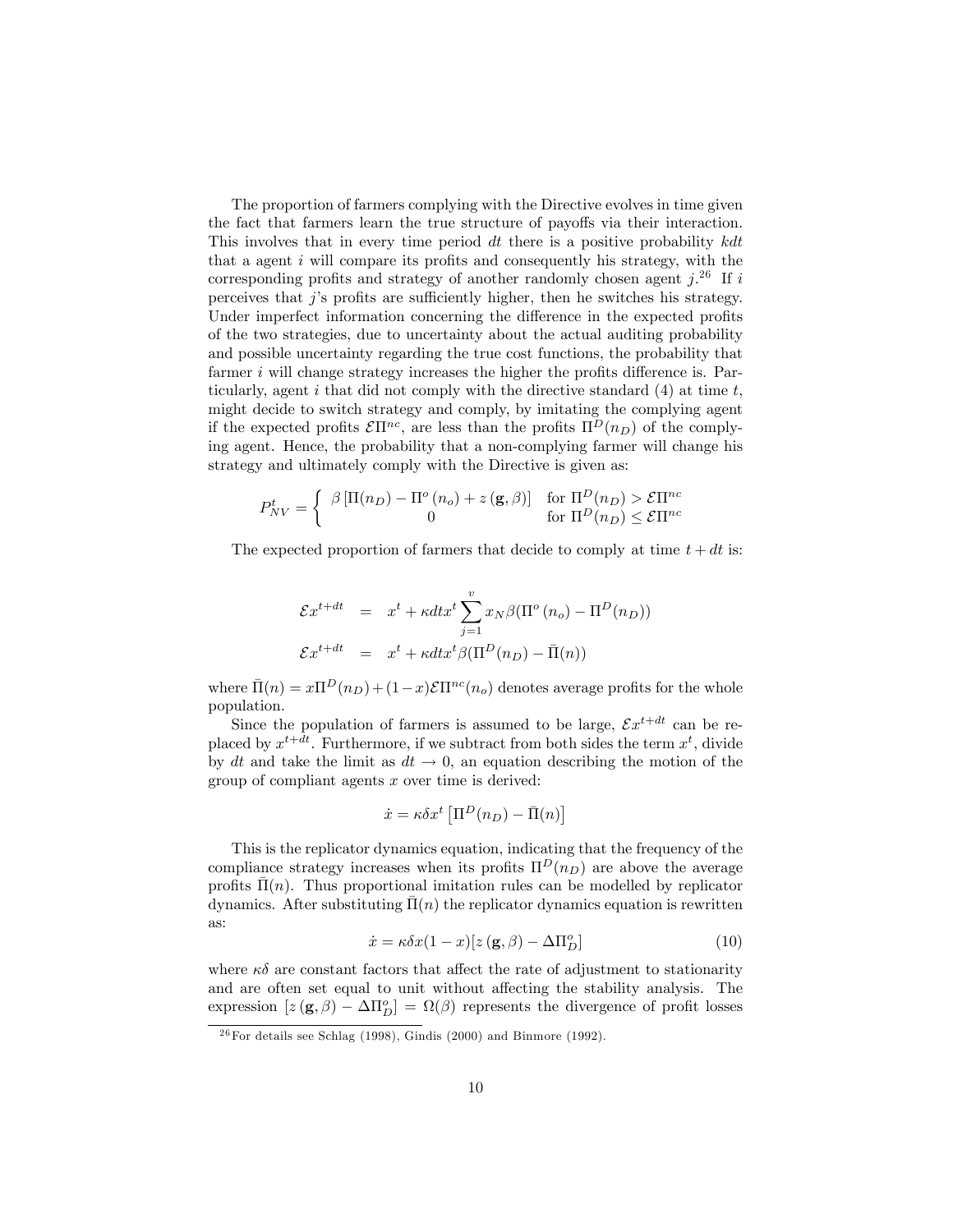The proportion of farmers complying with the Directive evolves in time given the fact that farmers learn the true structure of payoffs via their interaction. This involves that in every time period $dt$ there is a positive probability $kdt$ that a agent $i$ will compare its profits and consequently his strategy, with the corresponding profits and strategy of another randomly chosen agent $j$.[26] If $i$ perceives that $j$'s profits are sufficiently higher, then he switches his strategy. Under imperfect information concerning the difference in the expected profits of the two strategies, due to uncertainty about the actual auditing probability and possible uncertainty regarding the true cost functions, the probability that farmer $i$ will change strategy increases the higher the profits difference is. Particularly, agent $i$ that did not comply with the directive standard (4) at time $t$, might decide to switch strategy and comply, by imitating the complying agent if the expected profits $\mathcal{E}\Pi^{nc}$, are less than the profits $\Pi^D(n_D)$ of the complying agent. Hence, the probability that a non-complying farmer will change his strategy and ultimately comply with the Directive is given as:

$$P_{NV}^t = \begin{cases} \beta\left[\Pi(n_D) - \Pi^o(n_o) + z(\mathbf{g}, \beta)\right] & \text{for } \Pi^D(n_D) > \mathcal{E}\Pi^{nc} \\ 0 & \text{for } \Pi^D(n_D) \leq \mathcal{E}\Pi^{nc} \end{cases}$$

The expected proportion of farmers that decide to comply at time $t + dt$ is:

$$\begin{aligned} \mathcal{E}x^{t+dt} &= x^t + \kappa dt x^t \sum_{j=1}^{v} x_N \beta(\Pi^o(n_o) - \Pi^D(n_D)) \\ \mathcal{E}x^{t+dt} &= x^t + \kappa dt x^t \beta(\Pi^D(n_D) - \bar{\Pi}(n)) \end{aligned}$$

where $\bar{\Pi}(n) = x\Pi^D(n_D) + (1-x)\mathcal{E}\Pi^{nc}(n_o)$ denotes average profits for the whole population.

Since the population of farmers is assumed to be large, $\mathcal{E}x^{t+dt}$ can be replaced by $x^{t+dt}$. Furthermore, if we subtract from both sides the term $x^t$, divide by $dt$ and take the limit as $dt \to 0$, an equation describing the motion of the group of compliant agents $x$ over time is derived:

$$\dot{x} = \kappa\delta x^t \left[\Pi^D(n_D) - \bar{\Pi}(n)\right]$$

This is the replicator dynamics equation, indicating that the frequency of the compliance strategy increases when its profits $\Pi^D(n_D)$ are above the average profits $\bar{\Pi}(n)$. Thus proportional imitation rules can be modelled by replicator dynamics. After substituting $\bar{\Pi}(n)$ the replicator dynamics equation is rewritten as:

$$\dot{x} = \kappa\delta x(1-x)[z(\mathbf{g}, \beta) - \Delta\Pi_D^o] \tag{10}$$

where $\kappa\delta$ are constant factors that affect the rate of adjustment to stationarity and are often set equal to unit without affecting the stability analysis. The expression $[z(\mathbf{g}, \beta) - \Delta\Pi_D^o] = \Omega(\beta)$ represents the divergence of profit losses

[26] For details see Schlag (1998), Gindis (2000) and Binmore (1992).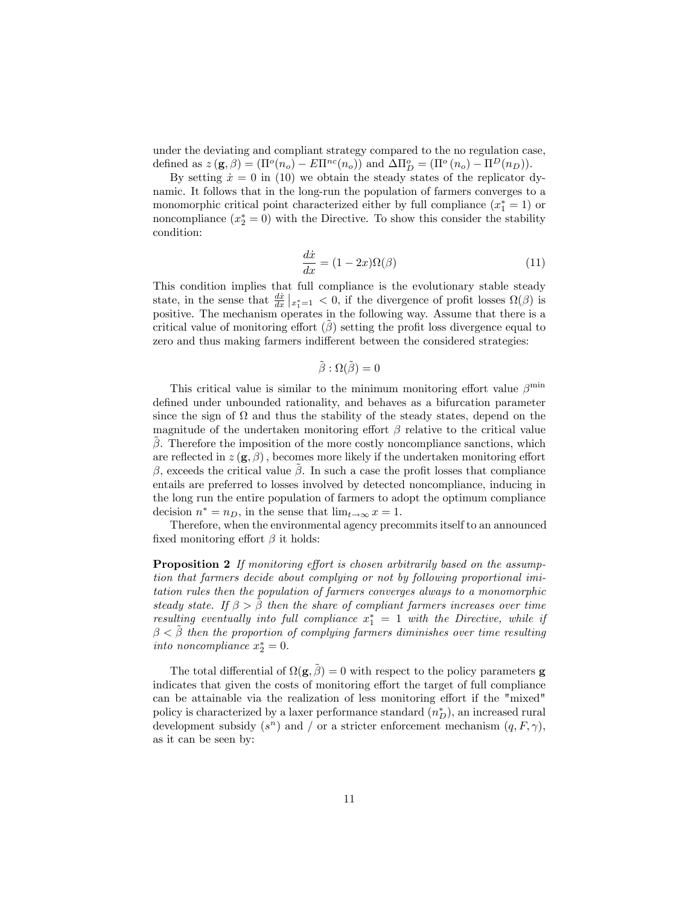under the deviating and compliant strategy compared to the no regulation case, defined as $z(\mathbf{g}, \beta) = (\Pi^o(n_o) - E\Pi^{nc}(n_o))$ and $\Delta\Pi^o_D = (\Pi^o(n_o) - \Pi^D(n_D))$.

By setting $\dot{x} = 0$ in (10) we obtain the steady states of the replicator dynamic. It follows that in the long-run the population of farmers converges to a monomorphic critical point characterized either by full compliance ($x_1^* = 1$) or noncompliance ($x_2^* = 0$) with the Directive. To show this consider the stability condition:

$$\frac{d\dot{x}}{dx} = (1 - 2x)\Omega(\beta) \tag{11}$$

This condition implies that full compliance is the evolutionary stable steady state, in the sense that $\frac{d\dot{x}}{dx}\big|_{x_1^*=1} < 0$, if the divergence of profit losses $\Omega(\beta)$ is positive. The mechanism operates in the following way. Assume that there is a critical value of monitoring effort ($\tilde{\beta}$) setting the profit loss divergence equal to zero and thus making farmers indifferent between the considered strategies:

$$\tilde{\beta} : \Omega(\tilde{\beta}) = 0$$

This critical value is similar to the minimum monitoring effort value $\beta^{\min}$ defined under unbounded rationality, and behaves as a bifurcation parameter since the sign of $\Omega$ and thus the stability of the steady states, depend on the magnitude of the undertaken monitoring effort $\beta$ relative to the critical value $\tilde{\beta}$. Therefore the imposition of the more costly noncompliance sanctions, which are reflected in $z(\mathbf{g}, \beta)$, becomes more likely if the undertaken monitoring effort $\beta$, exceeds the critical value $\tilde{\beta}$. In such a case the profit losses that compliance entails are preferred to losses involved by detected noncompliance, inducing in the long run the entire population of farmers to adopt the optimum compliance decision $n^* = n_D$, in the sense that $\lim_{t\to\infty} x = 1$.

Therefore, when the environmental agency precommits itself to an announced fixed monitoring effort $\beta$ it holds:

**Proposition 2** *If monitoring effort is chosen arbitrarily based on the assumption that farmers decide about complying or not by following proportional imitation rules then the population of farmers converges always to a monomorphic steady state. If $\beta > \tilde{\beta}$ then the share of compliant farmers increases over time resulting eventually into full compliance $x_1^* = 1$ with the Directive, while if $\beta < \tilde{\beta}$ then the proportion of complying farmers diminishes over time resulting into noncompliance $x_2^* = 0$.*

The total differential of $\Omega(\mathbf{g}, \tilde{\beta}) = 0$ with respect to the policy parameters $\mathbf{g}$ indicates that given the costs of monitoring effort the target of full compliance can be attainable via the realization of less monitoring effort if the "mixed" policy is characterized by a laxer performance standard ($n_D^*$), an increased rural development subsidy ($s^n$) and / or a stricter enforcement mechanism $(q, F, \gamma)$, as it can be seen by: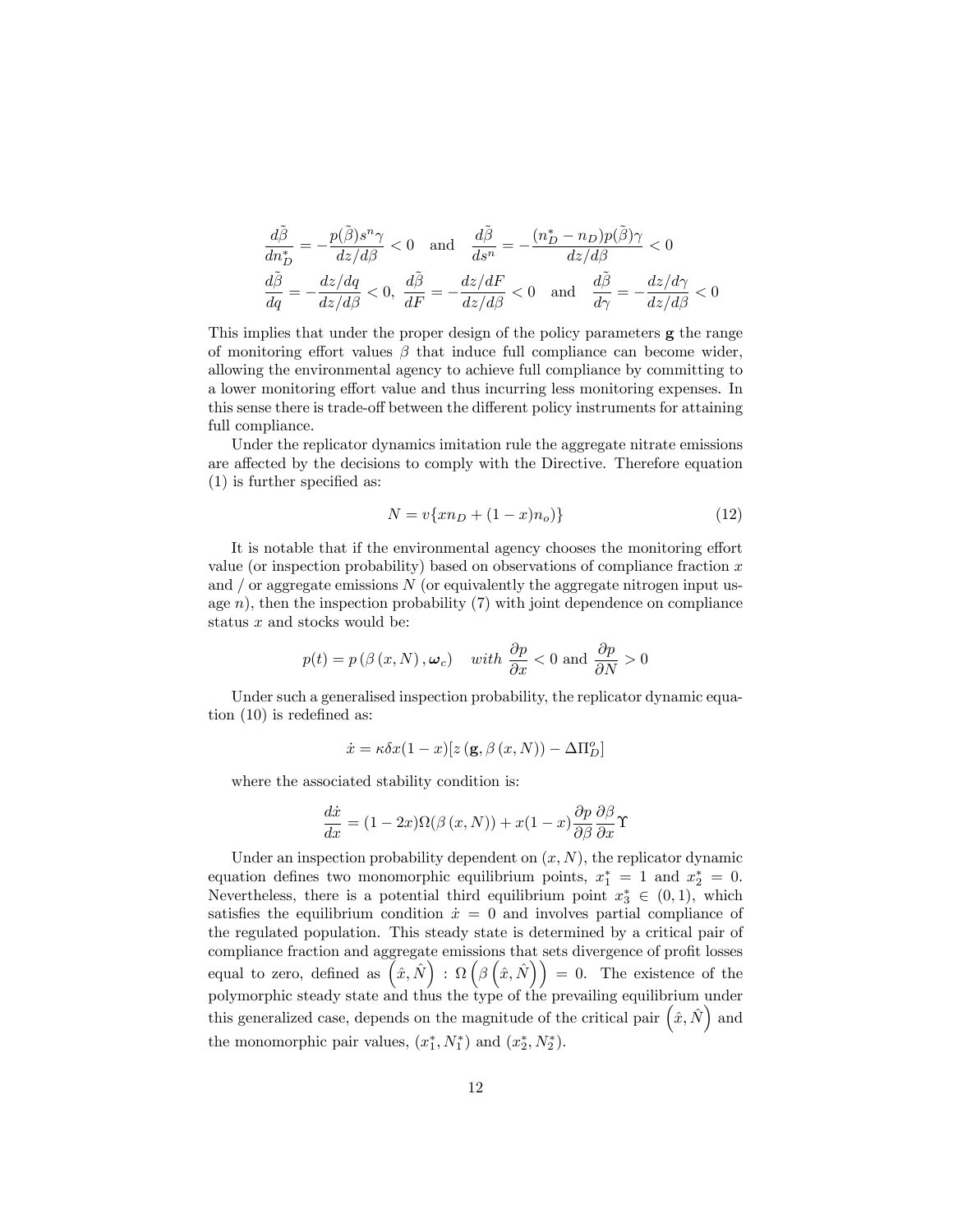$$\frac{d\tilde{\beta}}{dn_D^*} = -\frac{p(\tilde{\beta})s^n\gamma}{dz/d\beta} < 0 \quad \text{and} \quad \frac{d\tilde{\beta}}{ds^n} = -\frac{(n_D^* - n_D)p(\tilde{\beta})\gamma}{dz/d\beta} < 0$$

$$\frac{d\tilde{\beta}}{dq} = -\frac{dz/dq}{dz/d\beta} < 0, \; \frac{d\tilde{\beta}}{dF} = -\frac{dz/dF}{dz/d\beta} < 0 \quad \text{and} \quad \frac{d\tilde{\beta}}{d\gamma} = -\frac{dz/d\gamma}{dz/d\beta} < 0$$

This implies that under the proper design of the policy parameters $\mathbf{g}$ the range of monitoring effort values $\beta$ that induce full compliance can become wider, allowing the environmental agency to achieve full compliance by committing to a lower monitoring effort value and thus incurring less monitoring expenses. In this sense there is trade-off between the different policy instruments for attaining full compliance.

Under the replicator dynamics imitation rule the aggregate nitrate emissions are affected by the decisions to comply with the Directive. Therefore equation (1) is further specified as:

$$N = v\{xn_D + (1-x)n_o)\} \tag{12}$$

It is notable that if the environmental agency chooses the monitoring effort value (or inspection probability) based on observations of compliance fraction $x$ and / or aggregate emissions $N$ (or equivalently the aggregate nitrogen input usage $n$), then the inspection probability (7) with joint dependence on compliance status $x$ and stocks would be:

$$p(t) = p\left(\beta\left(x, N\right), \boldsymbol{\omega}_c\right) \quad \textit{with} \; \frac{\partial p}{\partial x} < 0 \text{ and } \frac{\partial p}{\partial N} > 0$$

Under such a generalised inspection probability, the replicator dynamic equation (10) is redefined as:

$$\dot{x} = \kappa\delta x(1-x)[z\left(\mathbf{g}, \beta\left(x, N\right)\right) - \Delta\Pi_D^o]$$

where the associated stability condition is:

$$\frac{d\dot{x}}{dx} = (1-2x)\Omega(\beta\left(x, N\right)) + x(1-x)\frac{\partial p}{\partial \beta}\frac{\partial \beta}{\partial x}\Upsilon$$

Under an inspection probability dependent on $(x, N)$, the replicator dynamic equation defines two monomorphic equilibrium points, $x_1^* = 1$ and $x_2^* = 0$. Nevertheless, there is a potential third equilibrium point $x_3^* \in (0, 1)$, which satisfies the equilibrium condition $\dot{x} = 0$ and involves partial compliance of the regulated population. This steady state is determined by a critical pair of compliance fraction and aggregate emissions that sets divergence of profit losses equal to zero, defined as $\left(\hat{x}, \hat{N}\right) : \Omega\left(\beta\left(\hat{x}, \hat{N}\right)\right) = 0$. The existence of the polymorphic steady state and thus the type of the prevailing equilibrium under this generalized case, depends on the magnitude of the critical pair $\left(\hat{x}, \hat{N}\right)$ and the monomorphic pair values, $(x_1^*, N_1^*)$ and $(x_2^*, N_2^*)$.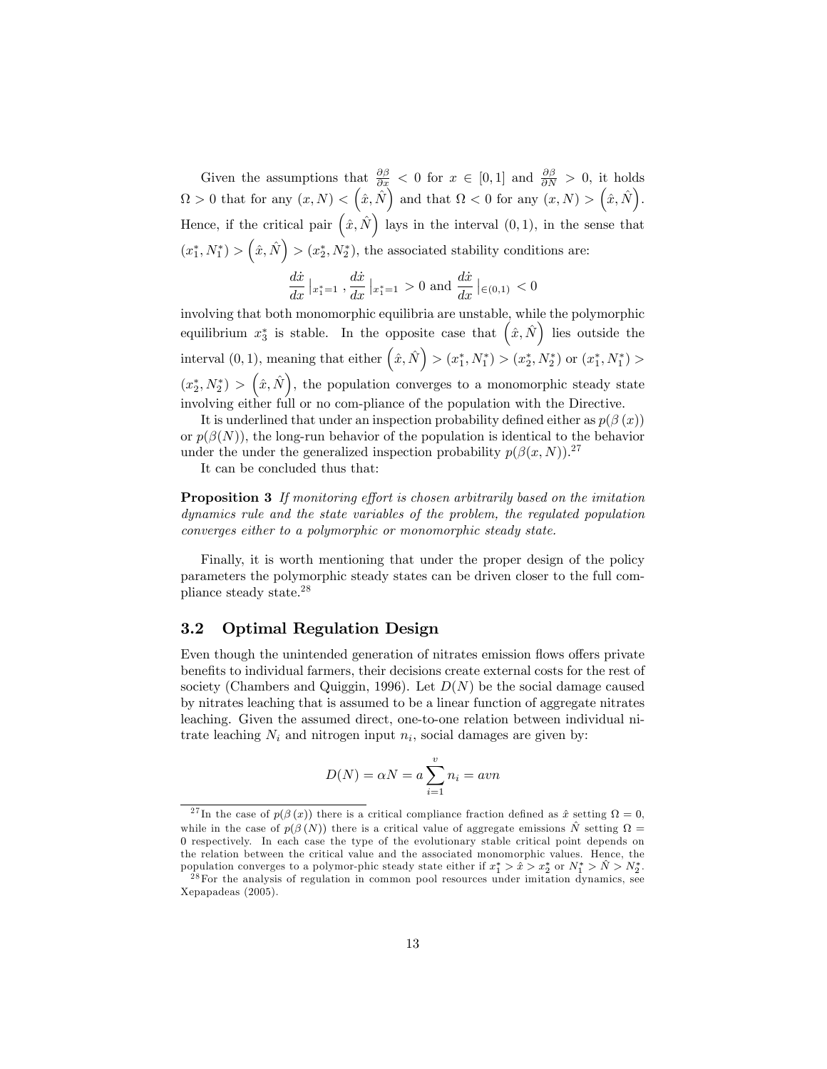Given the assumptions that $\frac{\partial \beta}{\partial x} < 0$ for $x \in [0,1]$ and $\frac{\partial \beta}{\partial N} > 0$, it holds $\Omega > 0$ that for any $(x, N) < \left(\hat{x}, \hat{N}\right)$ and that $\Omega < 0$ for any $(x, N) > \left(\hat{x}, \hat{N}\right)$. Hence, if the critical pair $\left(\hat{x}, \hat{N}\right)$ lays in the interval $(0,1)$, in the sense that $(x_1^*, N_1^*) > \left(\hat{x}, \hat{N}\right) > (x_2^*, N_2^*)$, the associated stability conditions are:

$$\frac{d\dot{x}}{dx}\mid_{x_1^*=1}, \frac{d\dot{x}}{dx}\mid_{x_1^*=1} > 0 \text{ and } \frac{d\dot{x}}{dx}\mid_{\in(0,1)} < 0$$

involving that both monomorphic equilibria are unstable, while the polymorphic equilibrium $x_3^*$ is stable. In the opposite case that $\left(\hat{x}, \hat{N}\right)$ lies outside the interval $(0,1)$, meaning that either $\left(\hat{x}, \hat{N}\right) > (x_1^*, N_1^*) > (x_2^*, N_2^*)$ or $(x_1^*, N_1^*) > (x_2^*, N_2^*) > \left(\hat{x}, \hat{N}\right)$, the population converges to a monomorphic steady state involving either full or no com-pliance of the population with the Directive.

It is underlined that under an inspection probability defined either as $p(\beta(x))$ or $p(\beta(N))$, the long-run behavior of the population is identical to the behavior under the under the generalized inspection probability $p(\beta(x, N))$.[27]

It can be concluded thus that:

**Proposition 3** *If monitoring effort is chosen arbitrarily based on the imitation dynamics rule and the state variables of the problem, the regulated population converges either to a polymorphic or monomorphic steady state.*

Finally, it is worth mentioning that under the proper design of the policy parameters the polymorphic steady states can be driven closer to the full compliance steady state.[28]

## 3.2 Optimal Regulation Design

Even though the unintended generation of nitrates emission flows offers private benefits to individual farmers, their decisions create external costs for the rest of society (Chambers and Quiggin, 1996). Let $D(N)$ be the social damage caused by nitrates leaching that is assumed to be a linear function of aggregate nitrates leaching. Given the assumed direct, one-to-one relation between individual nitrate leaching $N_i$ and nitrogen input $n_i$, social damages are given by:

$$D(N) = \alpha N = a \sum_{i=1}^{v} n_i = avn$$

[27] In the case of $p(\beta(x))$ there is a critical compliance fraction defined as $\hat{x}$ setting $\Omega = 0$, while in the case of $p(\beta(N))$ there is a critical value of aggregate emissions $\hat{N}$ setting $\Omega = 0$ respectively. In each case the type of the evolutionary stable critical point depends on the relation between the critical value and the associated monomorphic values. Hence, the population converges to a polymor-phic steady state either if $x_1^* > \hat{x} > x_2^*$ or $N_1^* > \hat{N} > N_2^*$.

[28] For the analysis of regulation in common pool resources under imitation dynamics, see Xepapadeas (2005).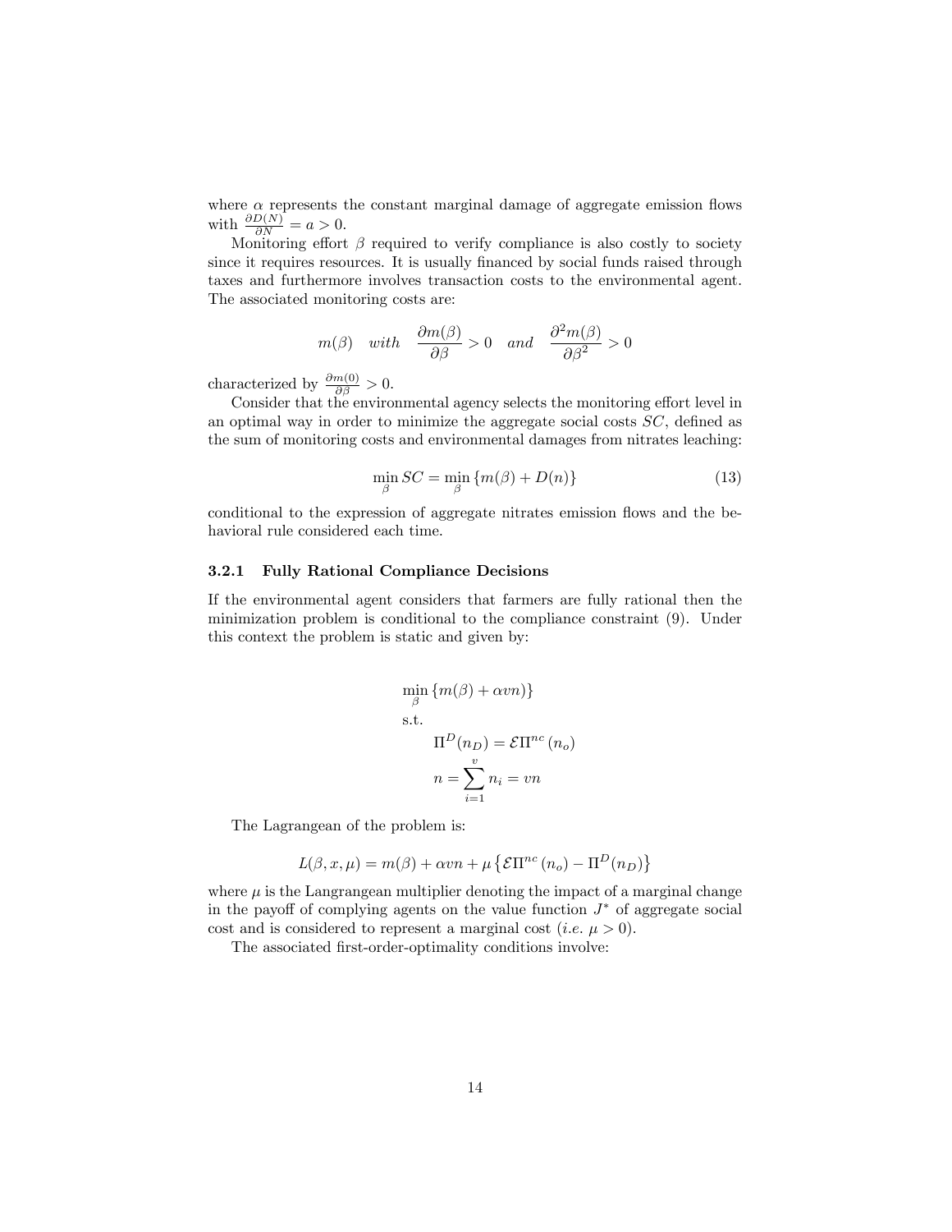where $\alpha$ represents the constant marginal damage of aggregate emission flows with $\frac{\partial D(N)}{\partial N} = a > 0$.

Monitoring effort $\beta$ required to verify compliance is also costly to society since it requires resources. It is usually financed by social funds raised through taxes and furthermore involves transaction costs to the environmental agent. The associated monitoring costs are:

$$m(\beta) \quad with \quad \frac{\partial m(\beta)}{\partial \beta} > 0 \quad and \quad \frac{\partial^2 m(\beta)}{\partial \beta^2} > 0$$

characterized by $\frac{\partial m(0)}{\partial \beta} > 0$.

Consider that the environmental agency selects the monitoring effort level in an optimal way in order to minimize the aggregate social costs $SC$, defined as the sum of monitoring costs and environmental damages from nitrates leaching:

$$\min_{\beta} SC = \min_{\beta} \{m(\beta) + D(n)\} \tag{13}$$

conditional to the expression of aggregate nitrates emission flows and the behavioral rule considered each time.

### 3.2.1 Fully Rational Compliance Decisions

If the environmental agent considers that farmers are fully rational then the minimization problem is conditional to the compliance constraint (9). Under this context the problem is static and given by:

$$\begin{aligned} &\min_{\beta} \{m(\beta) + \alpha v n)\} \\ &\text{s.t.} \\ &\qquad \Pi^D(n_D) = \mathcal{E}\Pi^{nc}(n_o) \\ &\qquad n = \sum_{i=1}^{v} n_i = vn \end{aligned}$$

The Lagrangean of the problem is:

$$L(\beta, x, \mu) = m(\beta) + \alpha v n + \mu \left\{ \mathcal{E}\Pi^{nc}(n_o) - \Pi^D(n_D) \right\}$$

where $\mu$ is the Langrangean multiplier denoting the impact of a marginal change in the payoff of complying agents on the value function $J^*$ of aggregate social cost and is considered to represent a marginal cost (*i.e.* $\mu > 0$).

The associated first-order-optimality conditions involve: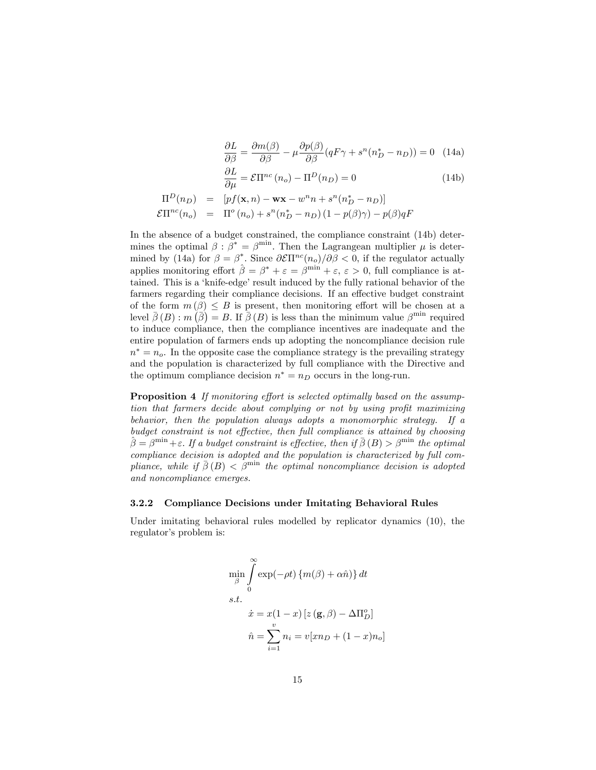$$\frac{\partial L}{\partial \beta} = \frac{\partial m(\beta)}{\partial \beta} - \mu \frac{\partial p(\beta)}{\partial \beta}(qF\gamma + s^n(n_D^* - n_D)) = 0 \quad \text{(14a)}$$

$$\frac{\partial L}{\partial \mu} = \mathcal{E}\Pi^{nc}(n_o) - \Pi^D(n_D) = 0 \quad \text{(14b)}$$

$$\Pi^D(n_D) = [pf(\mathbf{x}, n) - \mathbf{wx} - w^n n + s^n(n_D^* - n_D)]$$

$$\mathcal{E}\Pi^{nc}(n_o) = \Pi^o(n_o) + s^n(n_D^* - n_D)(1 - p(\beta)\gamma) - p(\beta)qF$$

In the absence of a budget constrained, the compliance constraint (14b) determines the optimal $\beta : \beta^* = \beta^{\min}$. Then the Lagrangean multiplier $\mu$ is determined by (14a) for $\beta = \beta^*$. Since $\partial \mathcal{E}\Pi^{nc}(n_o)/\partial \beta < 0$, if the regulator actually applies monitoring effort $\hat{\beta} = \beta^* + \varepsilon = \beta^{\min} + \varepsilon$, $\varepsilon > 0$, full compliance is attained. This is a 'knife-edge' result induced by the fully rational behavior of the farmers regarding their compliance decisions. If an effective budget constraint of the form $m(\beta) \leq B$ is present, then monitoring effort will be chosen at a level $\bar{\beta}(B) : m(\bar{\beta}) = B$. If $\bar{\beta}(B)$ is less than the minimum value $\beta^{\min}$ required to induce compliance, then the compliance incentives are inadequate and the entire population of farmers ends up adopting the noncompliance decision rule $n^* = n_o$. In the opposite case the compliance strategy is the prevailing strategy and the population is characterized by full compliance with the Directive and the optimum compliance decision $n^* = n_D$ occurs in the long-run.

**Proposition 4** *If monitoring effort is selected optimally based on the assumption that farmers decide about complying or not by using profit maximizing behavior, then the population always adopts a monomorphic strategy. If a budget constraint is not effective, then full compliance is attained by choosing* $\hat{\beta} = \beta^{\min} + \varepsilon$. *If a budget constraint is effective, then if* $\bar{\beta}(B) > \beta^{\min}$ *the optimal compliance decision is adopted and the population is characterized by full compliance, while if* $\bar{\beta}(B) < \beta^{\min}$ *the optimal noncompliance decision is adopted and noncompliance emerges.*

### 3.2.2 Compliance Decisions under Imitating Behavioral Rules

Under imitating behavioral rules modelled by replicator dynamics (10), the regulator's problem is:

$$\min_{\beta} \int_0^{\infty} \exp(-\rho t) \{m(\beta) + \alpha \hat{n}\} \, dt$$

$$s.t.$$

$$\dot{x} = x(1 - x)[z(\mathbf{g}, \beta) - \Delta \Pi_D^o]$$

$$\hat{n} = \sum_{i=1}^{v} n_i = v[x n_D + (1 - x) n_o]$$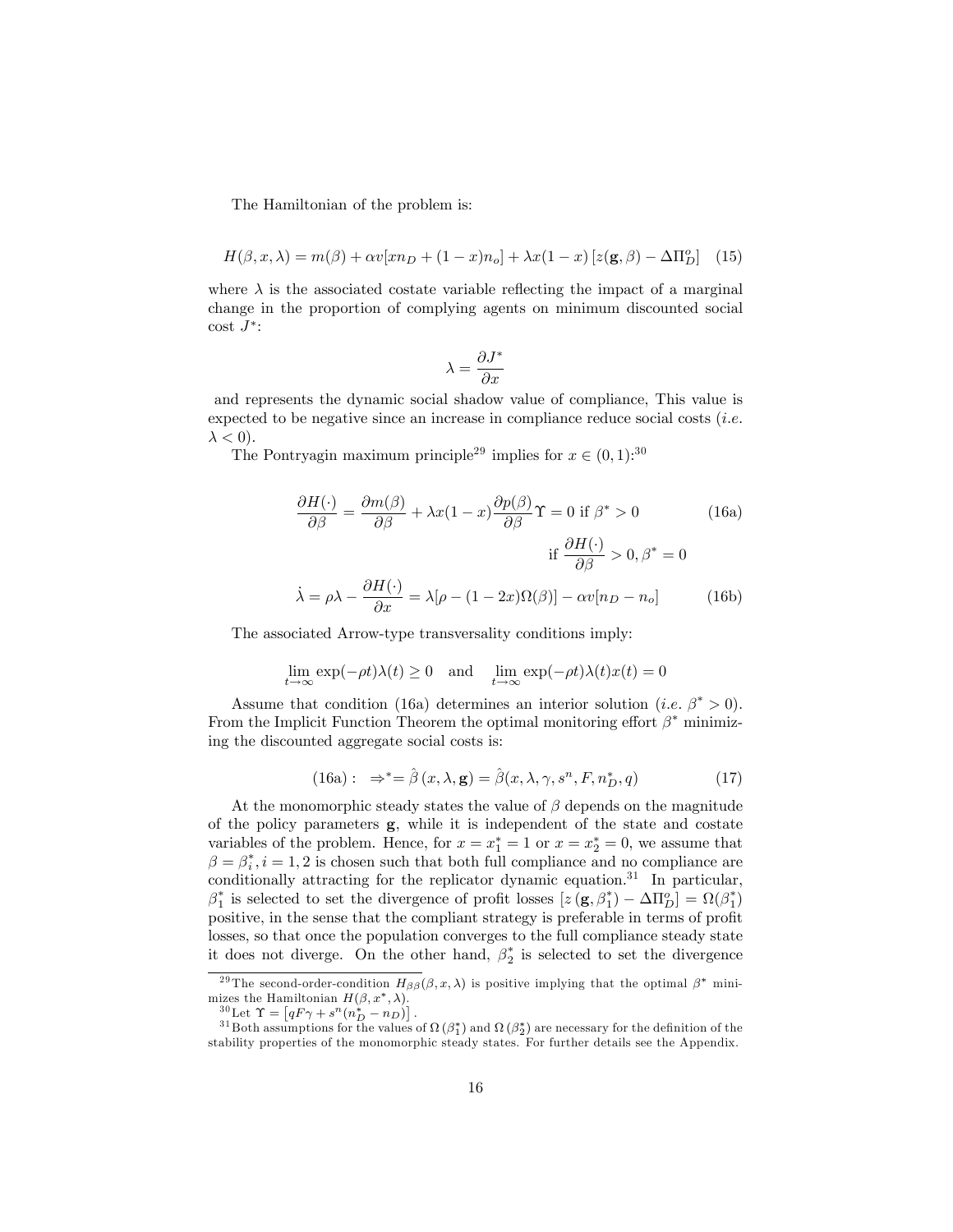The Hamiltonian of the problem is:

$$H(\beta, x, \lambda) = m(\beta) + \alpha v[xn_D + (1-x)n_o] + \lambda x(1-x)\left[z(\mathbf{g}, \beta) - \Delta\Pi_D^o\right] \quad (15)$$

where $\lambda$ is the associated costate variable reflecting the impact of a marginal change in the proportion of complying agents on minimum discounted social cost $J^*$:

$$\lambda = \frac{\partial J^*}{\partial x}$$

and represents the dynamic social shadow value of compliance, This value is expected to be negative since an increase in compliance reduce social costs (*i.e.* $\lambda < 0$).

The Pontryagin maximum principle[29] implies for $x \in (0,1)$:[30]

$$\frac{\partial H(\cdot)}{\partial \beta} = \frac{\partial m(\beta)}{\partial \beta} + \lambda x(1-x)\frac{\partial p(\beta)}{\partial \beta}\Upsilon = 0 \text{ if } \beta^* > 0 \quad (16a)$$

$$\text{if } \frac{\partial H(\cdot)}{\partial \beta} > 0, \beta^* = 0$$

$$\dot{\lambda} = \rho\lambda - \frac{\partial H(\cdot)}{\partial x} = \lambda[\rho - (1-2x)\Omega(\beta)] - \alpha v[n_D - n_o] \quad (16b)$$

The associated Arrow-type transversality conditions imply:

$$\lim_{t\to\infty} \exp(-\rho t)\lambda(t) \geq 0 \quad \text{and} \quad \lim_{t\to\infty} \exp(-\rho t)\lambda(t)x(t) = 0$$

Assume that condition (16a) determines an interior solution (*i.e.* $\beta^* > 0$). From the Implicit Function Theorem the optimal monitoring effort $\beta^*$ minimizing the discounted aggregate social costs is:

$$(16\text{a}): \ \Rightarrow^* = \hat{\beta}\left(x, \lambda, \mathbf{g}\right) = \hat{\beta}(x, \lambda, \gamma, s^n, F, n_D^*, q) \quad (17)$$

At the monomorphic steady states the value of $\beta$ depends on the magnitude of the policy parameters $\mathbf{g}$, while it is independent of the state and costate variables of the problem. Hence, for $x = x_1^* = 1$ or $x = x_2^* = 0$, we assume that $\beta = \beta_i^*, i = 1, 2$ is chosen such that both full compliance and no compliance are conditionally attracting for the replicator dynamic equation.[31] In particular, $\beta_1^*$ is selected to set the divergence of profit losses $\left[z\left(\mathbf{g}, \beta_1^*\right) - \Delta\Pi_D^o\right] = \Omega(\beta_1^*)$ positive, in the sense that the compliant strategy is preferable in terms of profit losses, so that once the population converges to the full compliance steady state it does not diverge. On the other hand, $\beta_2^*$ is selected to set the divergence

---

[29] The second-order-condition $H_{\beta\beta}(\beta, x, \lambda)$ is positive implying that the optimal $\beta^*$ minimizes the Hamiltonian $H(\beta, x^*, \lambda)$.

[30] Let $\Upsilon = \left[qF\gamma + s^n(n_D^* - n_D)\right]$.

[31] Both assumptions for the values of $\Omega\left(\beta_1^*\right)$ and $\Omega\left(\beta_2^*\right)$ are necessary for the definition of the stability properties of the monomorphic steady states. For further details see the Appendix.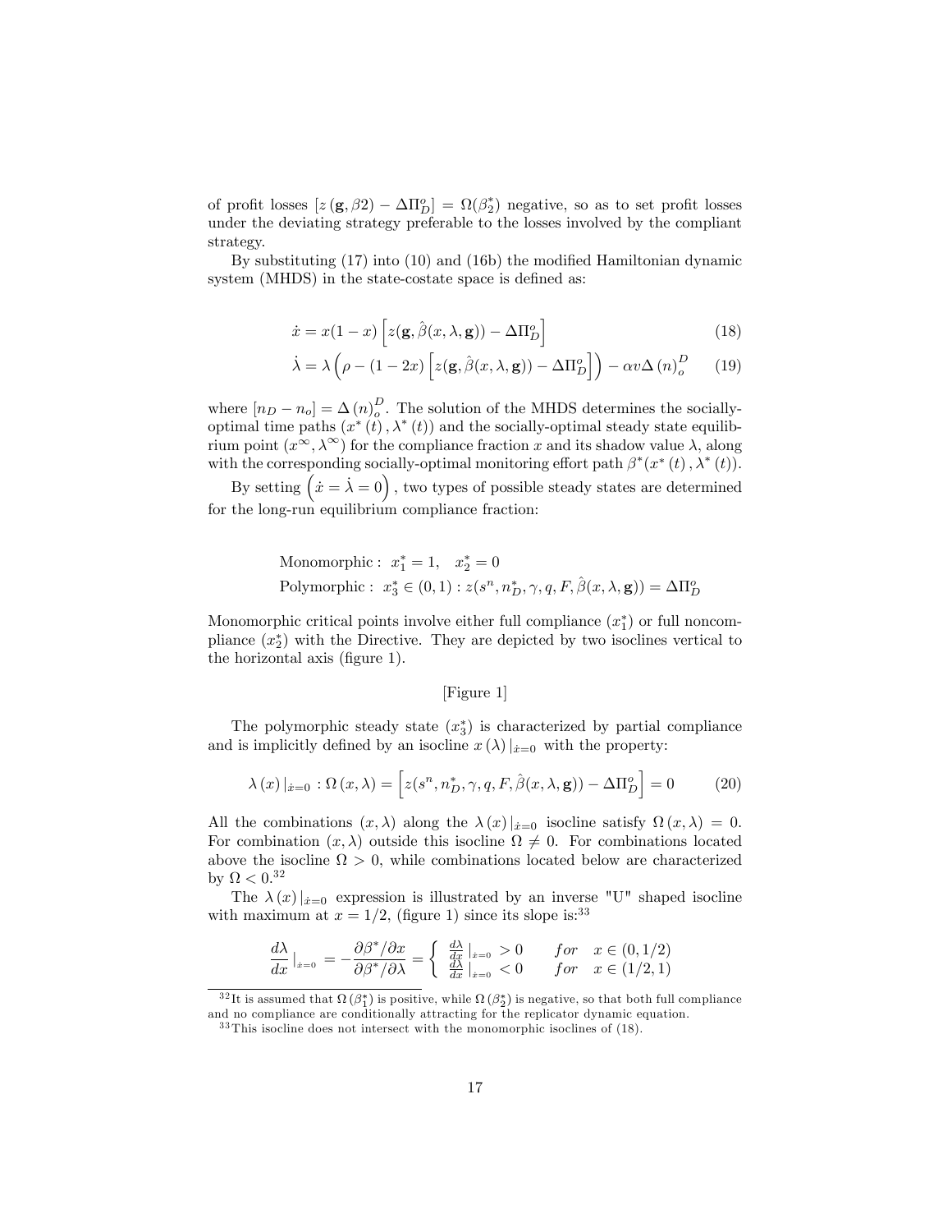of profit losses $[z(\mathbf{g}, \beta 2) - \Delta\Pi_D^o] = \Omega(\beta_2^*)$ negative, so as to set profit losses under the deviating strategy preferable to the losses involved by the compliant strategy.

By substituting (17) into (10) and (16b) the modified Hamiltonian dynamic system (MHDS) in the state-costate space is defined as:

$$\dot{x} = x(1-x)\left[z(\mathbf{g}, \hat{\beta}(x, \lambda, \mathbf{g})) - \Delta\Pi_D^o\right] \tag{18}$$

$$\dot{\lambda} = \lambda\left(\rho - (1-2x)\left[z(\mathbf{g}, \hat{\beta}(x, \lambda, \mathbf{g})) - \Delta\Pi_D^o\right]\right) - \alpha v \Delta(n)_o^D \tag{19}$$

where $[n_D - n_o] = \Delta(n)_o^D$. The solution of the MHDS determines the socially-optimal time paths $(x^*(t), \lambda^*(t))$ and the socially-optimal steady state equilibrium point $(x^\infty, \lambda^\infty)$ for the compliance fraction $x$ and its shadow value $\lambda$, along with the corresponding socially-optimal monitoring effort path $\beta^*(x^*(t), \lambda^*(t))$.

By setting $\left(\dot{x} = \dot{\lambda} = 0\right)$, two types of possible steady states are determined for the long-run equilibrium compliance fraction:

$$\text{Monomorphic}: \ x_1^* = 1, \quad x_2^* = 0$$

$$\text{Polymorphic}: \ x_3^* \in (0,1) : z(s^n, n_D^*, \gamma, q, F, \hat{\beta}(x, \lambda, \mathbf{g})) = \Delta\Pi_D^o$$

Monomorphic critical points involve either full compliance $(x_1^*)$ or full noncompliance $(x_2^*)$ with the Directive. They are depicted by two isoclines vertical to the horizontal axis (figure 1).

[Figure 1]

The polymorphic steady state $(x_3^*)$ is characterized by partial compliance and is implicitly defined by an isocline $x(\lambda)|_{\dot{x}=0}$ with the property:

$$\lambda(x)|_{\dot{x}=0} : \Omega(x, \lambda) = \left[z(s^n, n_D^*, \gamma, q, F, \hat{\beta}(x, \lambda, \mathbf{g})) - \Delta\Pi_D^o\right] = 0 \tag{20}$$

All the combinations $(x, \lambda)$ along the $\lambda(x)|_{\dot{x}=0}$ isocline satisfy $\Omega(x, \lambda) = 0$. For combination $(x, \lambda)$ outside this isocline $\Omega \neq 0$. For combinations located above the isocline $\Omega > 0$, while combinations located below are characterized by $\Omega < 0$.[32]

The $\lambda(x)|_{\dot{x}=0}$ expression is illustrated by an inverse "U" shaped isocline with maximum at $x = 1/2$, (figure 1) since its slope is:[33]

$$\frac{d\lambda}{dx}\Big|_{\dot{x}=0} = -\frac{\partial\beta^*/\partial x}{\partial\beta^*/\partial\lambda} = \begin{cases} \frac{d\lambda}{dx}\big|_{\dot{x}=0} > 0 & for \quad x \in (0, 1/2) \\ \frac{d\lambda}{dx}\big|_{\dot{x}=0} < 0 & for \quad x \in (1/2, 1) \end{cases}$$

---

[32] It is assumed that $\Omega(\beta_1^*)$ is positive, while $\Omega(\beta_2^*)$ is negative, so that both full compliance and no compliance are conditionally attracting for the replicator dynamic equation.

[33] This isocline does not intersect with the monomorphic isoclines of (18).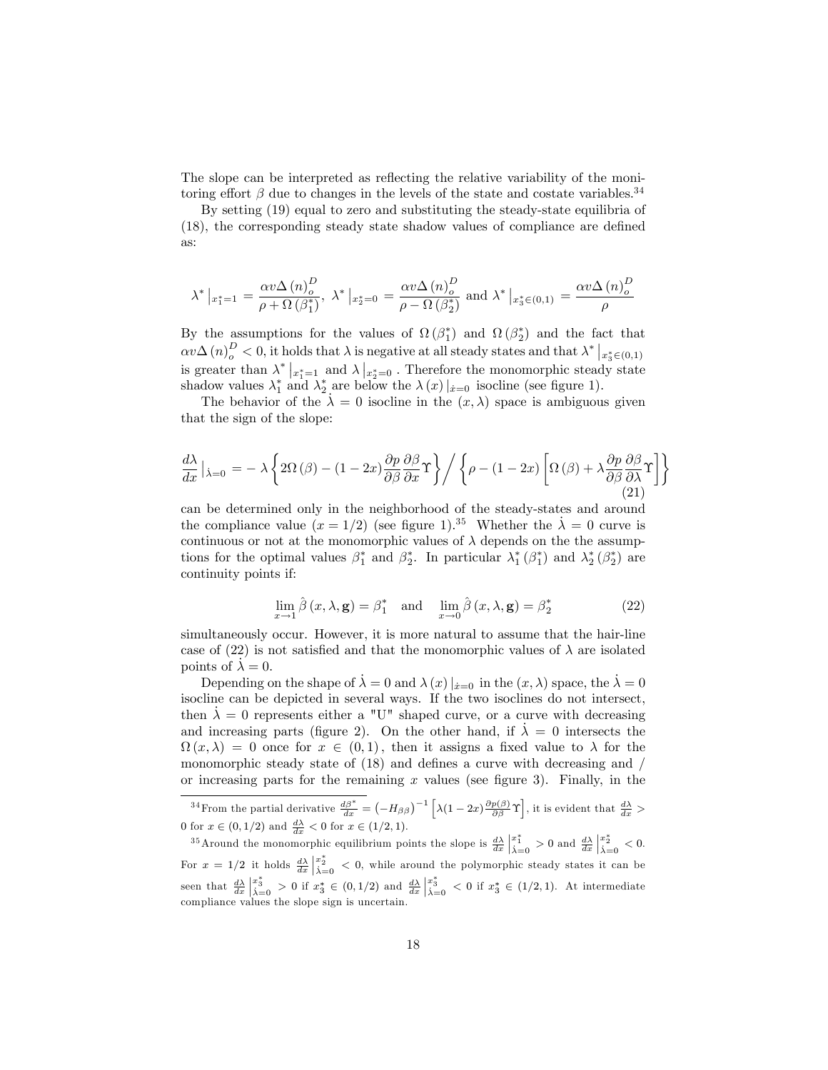The slope can be interpreted as reflecting the relative variability of the monitoring effort $\beta$ due to changes in the levels of the state and costate variables.[34]

By setting (19) equal to zero and substituting the steady-state equilibria of (18), the corresponding steady state shadow values of compliance are defined as:

$$\lambda^* \big|_{x_1^*=1} = \frac{\alpha v \Delta(n)_o^D}{\rho + \Omega(\beta_1^*)},\ \lambda^* \big|_{x_2^*=0} = \frac{\alpha v \Delta(n)_o^D}{\rho - \Omega(\beta_2^*)} \text{ and } \lambda^* \big|_{x_3^* \in (0,1)} = \frac{\alpha v \Delta(n)_o^D}{\rho}$$

By the assumptions for the values of $\Omega(\beta_1^*)$ and $\Omega(\beta_2^*)$ and the fact that $\alpha v \Delta(n)_o^D < 0$, it holds that $\lambda$ is negative at all steady states and that $\lambda^* \big|_{x_3^* \in (0,1)}$ is greater than $\lambda^* \big|_{x_1^*=1}$ and $\lambda \big|_{x_2^*=0}$. Therefore the monomorphic steady state shadow values $\lambda_1^*$ and $\lambda_2^*$ are below the $\lambda(x)\,|_{\dot{x}=0}$ isocline (see figure 1).

The behavior of the $\dot{\lambda} = 0$ isocline in the $(x, \lambda)$ space is ambiguous given that the sign of the slope:

$$\frac{d\lambda}{dx}\big|_{\dot{\lambda}=0} = -\lambda \left\{ 2\Omega(\beta) - (1-2x)\frac{\partial p}{\partial \beta}\frac{\partial \beta}{\partial x}\Upsilon \right\} \Big/ \left\{ \rho - (1-2x)\left[ \Omega(\beta) + \lambda \frac{\partial p}{\partial \beta}\frac{\partial \beta}{\partial \lambda}\Upsilon \right] \right\} \tag{21}$$

can be determined only in the neighborhood of the steady-states and around the compliance value $(x = 1/2)$ (see figure 1).[35] Whether the $\dot{\lambda} = 0$ curve is continuous or not at the monomorphic values of $\lambda$ depends on the the assumptions for the optimal values $\beta_1^*$ and $\beta_2^*$. In particular $\lambda_1^*(\beta_1^*)$ and $\lambda_2^*(\beta_2^*)$ are continuity points if:

$$\lim_{x \to 1} \hat{\beta}(x, \lambda, \mathbf{g}) = \beta_1^* \quad \text{and} \quad \lim_{x \to 0} \hat{\beta}(x, \lambda, \mathbf{g}) = \beta_2^* \tag{22}$$

simultaneously occur. However, it is more natural to assume that the hair-line case of (22) is not satisfied and that the monomorphic values of $\lambda$ are isolated points of $\dot{\lambda} = 0$.

Depending on the shape of $\dot{\lambda} = 0$ and $\lambda(x)\,|_{\dot{x}=0}$ in the $(x, \lambda)$ space, the $\dot{\lambda} = 0$ isocline can be depicted in several ways. If the two isoclines do not intersect, then $\dot{\lambda} = 0$ represents either a "U" shaped curve, or a curve with decreasing and increasing parts (figure 2). On the other hand, if $\dot{\lambda} = 0$ intersects the $\Omega(x, \lambda) = 0$ once for $x \in (0,1)$, then it assigns a fixed value to $\lambda$ for the monomorphic steady state of (18) and defines a curve with decreasing and / or increasing parts for the remaining $x$ values (see figure 3). Finally, in the

[34] From the partial derivative $\frac{d\beta^*}{dx} = (-H_{\beta\beta})^{-1}\left[\lambda(1-2x)\frac{\partial p(\beta)}{\partial \beta}\Upsilon\right]$, it is evident that $\frac{d\lambda}{dx} > 0$ for $x \in (0, 1/2)$ and $\frac{d\lambda}{dx} < 0$ for $x \in (1/2, 1)$.

[35] Around the monomorphic equilibrium points the slope is $\frac{d\lambda}{dx}\Big|_{\dot{\lambda}=0}^{x_1^*} > 0$ and $\frac{d\lambda}{dx}\Big|_{\dot{\lambda}=0}^{x_2^*} < 0$. For $x = 1/2$ it holds $\frac{d\lambda}{dx}\Big|_{\dot{\lambda}=0}^{x_2^*} < 0$, while around the polymorphic steady states it can be seen that $\frac{d\lambda}{dx}\Big|_{\dot{\lambda}=0}^{x_3^*} > 0$ if $x_3^* \in (0, 1/2)$ and $\frac{d\lambda}{dx}\Big|_{\dot{\lambda}=0}^{x_3^*} < 0$ if $x_3^* \in (1/2, 1)$. At intermediate compliance values the slope sign is uncertain.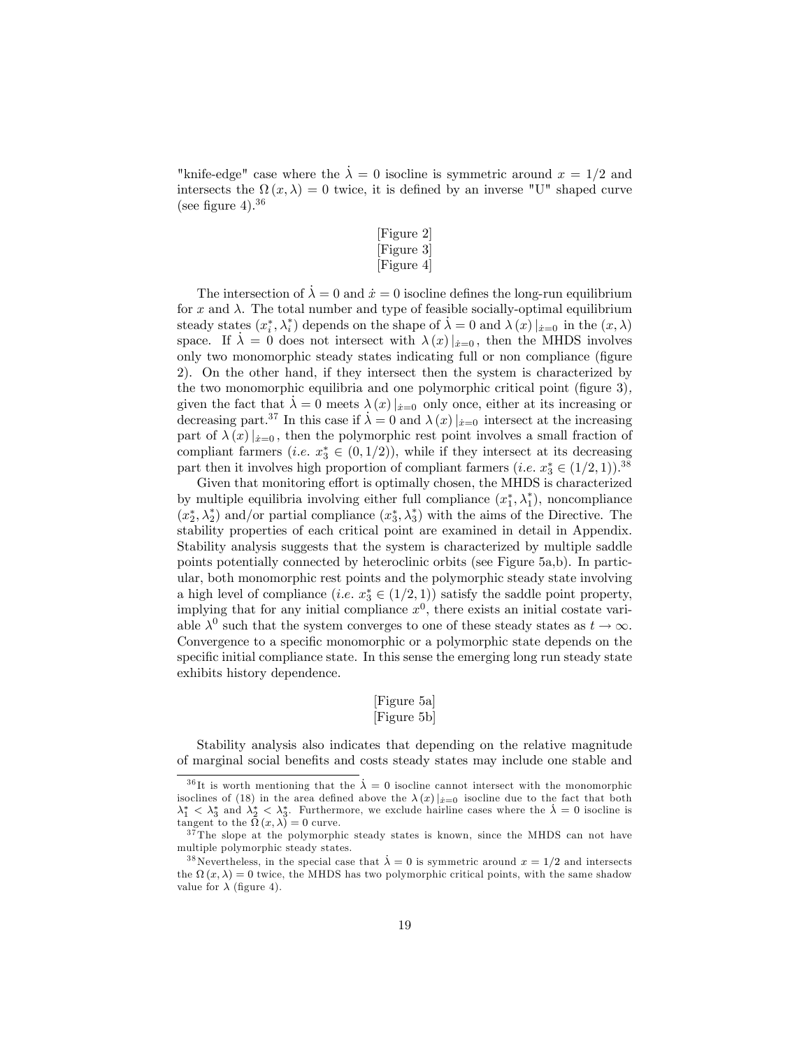"knife-edge" case where the $\dot{\lambda} = 0$ isocline is symmetric around $x = 1/2$ and intersects the $\Omega(x, \lambda) = 0$ twice, it is defined by an inverse "U" shaped curve (see figure 4).[36]

[Figure 2]
[Figure 3]
[Figure 4]

The intersection of $\dot{\lambda} = 0$ and $\dot{x} = 0$ isocline defines the long-run equilibrium for $x$ and $\lambda$. The total number and type of feasible socially-optimal equilibrium steady states $(x_i^*, \lambda_i^*)$ depends on the shape of $\dot{\lambda} = 0$ and $\lambda(x)|_{\dot{x}=0}$ in the $(x, \lambda)$ space. If $\dot{\lambda} = 0$ does not intersect with $\lambda(x)|_{\dot{x}=0}$, then the MHDS involves only two monomorphic steady states indicating full or non compliance (figure 2). On the other hand, if they intersect then the system is characterized by the two monomorphic equilibria and one polymorphic critical point (figure 3), given the fact that $\dot{\lambda} = 0$ meets $\lambda(x)|_{\dot{x}=0}$ only once, either at its increasing or decreasing part.[37] In this case if $\dot{\lambda} = 0$ and $\lambda(x)|_{\dot{x}=0}$ intersect at the increasing part of $\lambda(x)|_{\dot{x}=0}$, then the polymorphic rest point involves a small fraction of compliant farmers (*i.e.* $x_3^* \in (0, 1/2)$), while if they intersect at its decreasing part then it involves high proportion of compliant farmers (*i.e.* $x_3^* \in (1/2, 1)$).[38]

Given that monitoring effort is optimally chosen, the MHDS is characterized by multiple equilibria involving either full compliance $(x_1^*, \lambda_1^*)$, noncompliance $(x_2^*, \lambda_2^*)$ and/or partial compliance $(x_3^*, \lambda_3^*)$ with the aims of the Directive. The stability properties of each critical point are examined in detail in Appendix. Stability analysis suggests that the system is characterized by multiple saddle points potentially connected by heteroclinic orbits (see Figure 5a,b). In particular, both monomorphic rest points and the polymorphic steady state involving a high level of compliance (*i.e.* $x_3^* \in (1/2, 1)$) satisfy the saddle point property, implying that for any initial compliance $x^0$, there exists an initial costate variable $\lambda^0$ such that the system converges to one of these steady states as $t \to \infty$. Convergence to a specific monomorphic or a polymorphic state depends on the specific initial compliance state. In this sense the emerging long run steady state exhibits history dependence.

[Figure 5a]
[Figure 5b]

Stability analysis also indicates that depending on the relative magnitude of marginal social benefits and costs steady states may include one stable and

---

[36] It is worth mentioning that the $\dot{\lambda} = 0$ isocline cannot intersect with the monomorphic isoclines of (18) in the area defined above the $\lambda(x)|_{\dot{x}=0}$ isocline due to the fact that both $\lambda_1^* < \lambda_3^*$ and $\lambda_2^* < \lambda_3^*$. Furthermore, we exclude hairline cases where the $\dot{\lambda} = 0$ isocline is tangent to the $\Omega(x, \lambda) = 0$ curve.

[37] The slope at the polymorphic steady states is known, since the MHDS can not have multiple polymorphic steady states.

[38] Nevertheless, in the special case that $\dot{\lambda} = 0$ is symmetric around $x = 1/2$ and intersects the $\Omega(x, \lambda) = 0$ twice, the MHDS has two polymorphic critical points, with the same shadow value for $\lambda$ (figure 4).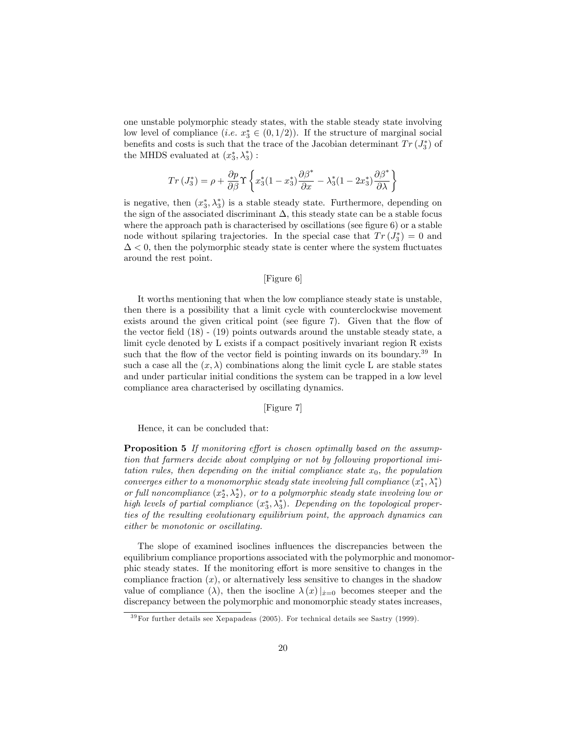one unstable polymorphic steady states, with the stable steady state involving low level of compliance (*i.e.* $x_3^* \in (0, 1/2)$). If the structure of marginal social benefits and costs is such that the trace of the Jacobian determinant $Tr\left(J_3^*\right)$ of the MHDS evaluated at $(x_3^*, \lambda_3^*)$ :

$$Tr\left(J_3^*\right) = \rho + \frac{\partial p}{\partial \beta} \Upsilon \left\{ x_3^*(1 - x_3^*) \frac{\partial \beta^*}{\partial x} - \lambda_3^*(1 - 2x_3^*) \frac{\partial \beta^*}{\partial \lambda} \right\}$$

is negative, then $(x_3^*, \lambda_3^*)$ is a stable steady state. Furthermore, depending on the sign of the associated discriminant $\Delta$, this steady state can be a stable focus where the approach path is characterised by oscillations (see figure 6) or a stable node without spilaring trajectories. In the special case that $Tr\left(J_3^*\right) = 0$ and $\Delta < 0$, then the polymorphic steady state is center where the system fluctuates around the rest point.

[Figure 6]

It worths mentioning that when the low compliance steady state is unstable, then there is a possibility that a limit cycle with counterclockwise movement exists around the given critical point (see figure 7). Given that the flow of the vector field (18) - (19) points outwards around the unstable steady state, a limit cycle denoted by L exists if a compact positively invariant region R exists such that the flow of the vector field is pointing inwards on its boundary.[39] In such a case all the $(x, \lambda)$ combinations along the limit cycle L are stable states and under particular initial conditions the system can be trapped in a low level compliance area characterised by oscillating dynamics.

[Figure 7]

Hence, it can be concluded that:

**Proposition 5** *If monitoring effort is chosen optimally based on the assumption that farmers decide about complying or not by following proportional imitation rules, then depending on the initial compliance state $x_0$, the population converges either to a monomorphic steady state involving full compliance $(x_1^*, \lambda_1^*)$ or full noncompliance $(x_2^*, \lambda_2^*)$, or to a polymorphic steady state involving low or high levels of partial compliance $(x_3^*, \lambda_3^*)$. Depending on the topological properties of the resulting evolutionary equilibrium point, the approach dynamics can either be monotonic or oscillating.*

The slope of examined isoclines influences the discrepancies between the equilibrium compliance proportions associated with the polymorphic and monomorphic steady states. If the monitoring effort is more sensitive to changes in the compliance fraction $(x)$, or alternatively less sensitive to changes in the shadow value of compliance $(\lambda)$, then the isocline $\lambda(x)|_{\dot{x}=0}$ becomes steeper and the discrepancy between the polymorphic and monomorphic steady states increases,

[39] For further details see Xepapadeas (2005). For technical details see Sastry (1999).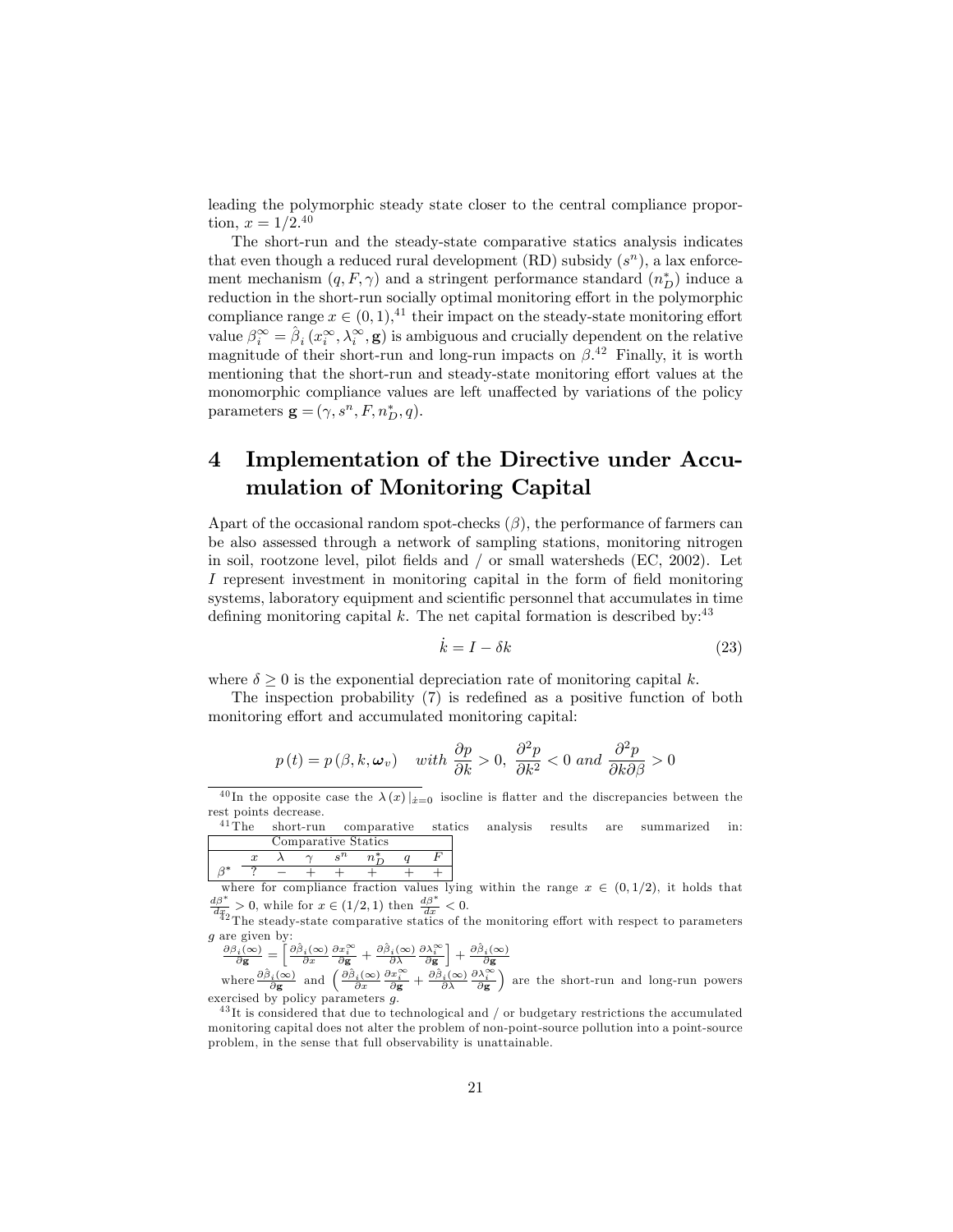leading the polymorphic steady state closer to the central compliance proportion, $x = 1/2$.[40]

The short-run and the steady-state comparative statics analysis indicates that even though a reduced rural development (RD) subsidy ($s^n$), a lax enforcement mechanism $(q, F, \gamma)$ and a stringent performance standard ($n_D^*$) induce a reduction in the short-run socially optimal monitoring effort in the polymorphic compliance range $x \in (0,1)$,[41] their impact on the steady-state monitoring effort value $\beta_i^\infty = \hat{\beta}_i(x_i^\infty, \lambda_i^\infty, \mathbf{g})$ is ambiguous and crucially dependent on the relative magnitude of their short-run and long-run impacts on $\beta$.[42] Finally, it is worth mentioning that the short-run and steady-state monitoring effort values at the monomorphic compliance values are left unaffected by variations of the policy parameters $\mathbf{g} = (\gamma, s^n, F, n_D^*, q)$.

# 4 Implementation of the Directive under Accumulation of Monitoring Capital

Apart of the occasional random spot-checks ($\beta$), the performance of farmers can be also assessed through a network of sampling stations, monitoring nitrogen in soil, rootzone level, pilot fields and / or small watersheds (EC, 2002). Let $I$ represent investment in monitoring capital in the form of field monitoring systems, laboratory equipment and scientific personnel that accumulates in time defining monitoring capital $k$. The net capital formation is described by:[43]

$$\dot{k} = I - \delta k \tag{23}$$

where $\delta \geq 0$ is the exponential depreciation rate of monitoring capital $k$.

The inspection probability (7) is redefined as a positive function of both monitoring effort and accumulated monitoring capital:

$$p(t) = p(\beta, k, \boldsymbol{\omega}_v) \quad \textit{with}\ \frac{\partial p}{\partial k} > 0,\ \frac{\partial^2 p}{\partial k^2} < 0\ \textit{and}\ \frac{\partial^2 p}{\partial k \partial \beta} > 0$$

---

[40] In the opposite case the $\lambda(x)|_{\dot{x}=0}$ isocline is flatter and the discrepancies between the rest points decrease.

[41] The short-run comparative statics analysis results are summarized in:

| Comparative Statics | | | | | | | |
|---|---|---|---|---|---|---|---|
| | $x$ | $\lambda$ | $\gamma$ | $s^n$ | $n_D^*$ | $q$ | $F$ |
| $\beta^*$ | ? | $-$ | $+$ | $+$ | $+$ | $+$ | $+$ |

where for compliance fraction values lying within the range $x \in (0, 1/2)$, it holds that $\frac{d\beta^*}{dx} > 0$, while for $x \in (1/2, 1)$ then $\frac{d\beta^*}{dx} < 0$.

[42] The steady-state comparative statics of the monitoring effort with respect to parameters $g$ are given by:

$\frac{\partial \beta_i(\infty)}{\partial \mathbf{g}} = \left[ \frac{\partial \hat{\beta}_i(\infty)}{\partial x} \frac{\partial x_i^\infty}{\partial \mathbf{g}} + \frac{\partial \hat{\beta}_i(\infty)}{\partial \lambda} \frac{\partial \lambda_i^\infty}{\partial \mathbf{g}} \right] + \frac{\partial \hat{\beta}_i(\infty)}{\partial \mathbf{g}}$

where $\frac{\partial \hat{\beta}_i(\infty)}{\partial \mathbf{g}}$ and $\left( \frac{\partial \hat{\beta}_i(\infty)}{\partial x} \frac{\partial x_i^\infty}{\partial \mathbf{g}} + \frac{\partial \hat{\beta}_i(\infty)}{\partial \lambda} \frac{\partial \lambda_i^\infty}{\partial \mathbf{g}} \right)$ are the short-run and long-run powers exercised by policy parameters $g$.

[43] It is considered that due to technological and / or budgetary restrictions the accumulated monitoring capital does not alter the problem of non-point-source pollution into a point-source problem, in the sense that full observability is unattainable.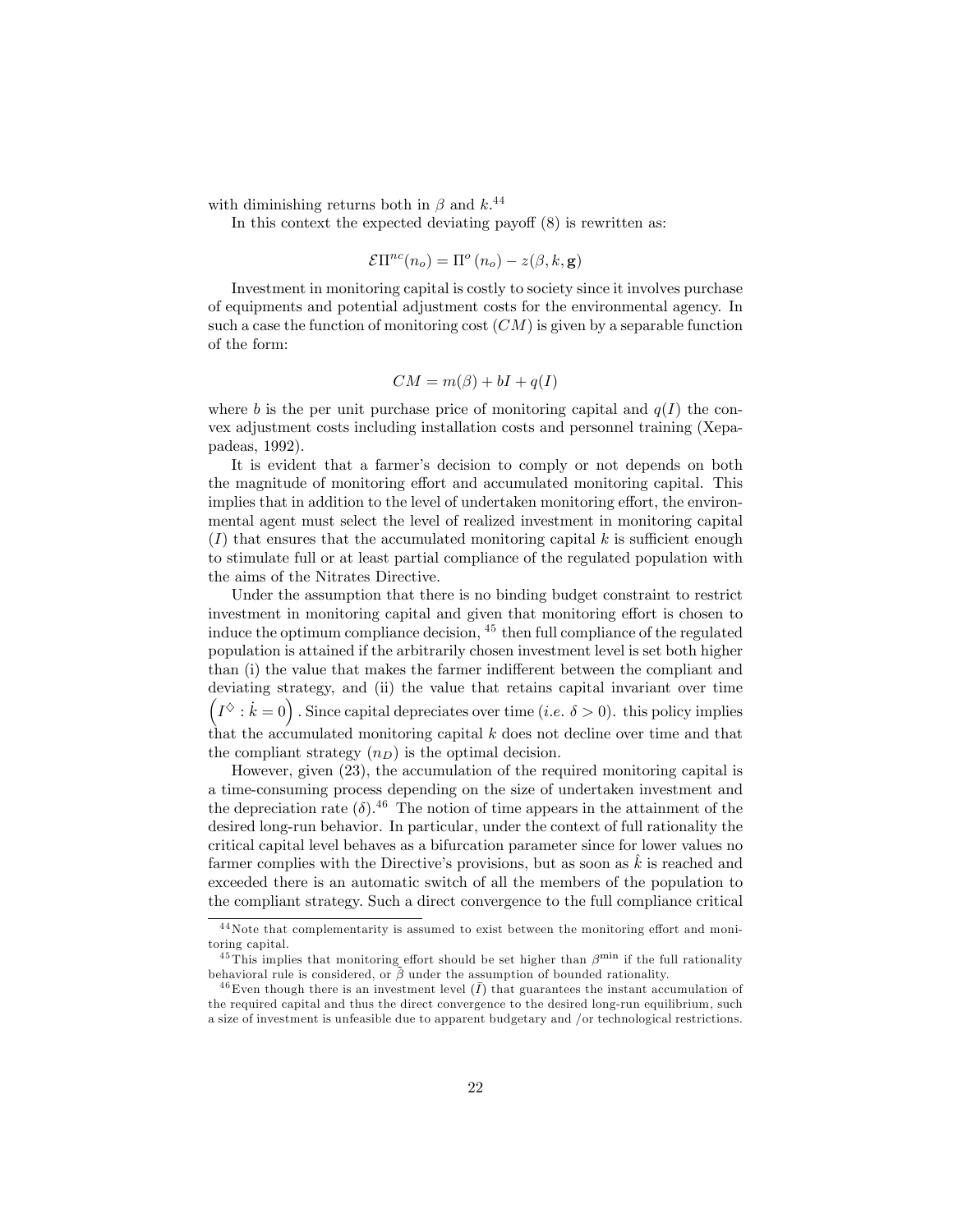with diminishing returns both in $\beta$ and $k$.[44]

In this context the expected deviating payoff (8) is rewritten as:

$$\mathcal{E}\Pi^{nc}(n_o) = \Pi^o(n_o) - z(\beta, k, \mathbf{g})$$

Investment in monitoring capital is costly to society since it involves purchase of equipments and potential adjustment costs for the environmental agency. In such a case the function of monitoring cost ($CM$) is given by a separable function of the form:

$$CM = m(\beta) + bI + q(I)$$

where $b$ is the per unit purchase price of monitoring capital and $q(I)$ the convex adjustment costs including installation costs and personnel training (Xepapadeas, 1992).

It is evident that a farmer's decision to comply or not depends on both the magnitude of monitoring effort and accumulated monitoring capital. This implies that in addition to the level of undertaken monitoring effort, the environmental agent must select the level of realized investment in monitoring capital ($I$) that ensures that the accumulated monitoring capital $k$ is sufficient enough to stimulate full or at least partial compliance of the regulated population with the aims of the Nitrates Directive.

Under the assumption that there is no binding budget constraint to restrict investment in monitoring capital and given that monitoring effort is chosen to induce the optimum compliance decision, [45] then full compliance of the regulated population is attained if the arbitrarily chosen investment level is set both higher than (i) the value that makes the farmer indifferent between the compliant and deviating strategy, and (ii) the value that retains capital invariant over time $\left(I^{\diamondsuit} : \dot{k} = 0\right)$. Since capital depreciates over time (*i.e.* $\delta > 0$). this policy implies that the accumulated monitoring capital $k$ does not decline over time and that the compliant strategy ($n_D$) is the optimal decision.

However, given (23), the accumulation of the required monitoring capital is a time-consuming process depending on the size of undertaken investment and the depreciation rate ($\delta$).[46] The notion of time appears in the attainment of the desired long-run behavior. In particular, under the context of full rationality the critical capital level behaves as a bifurcation parameter since for lower values no farmer complies with the Directive's provisions, but as soon as $\hat{k}$ is reached and exceeded there is an automatic switch of all the members of the population to the compliant strategy. Such a direct convergence to the full compliance critical

---

[44] Note that complementarity is assumed to exist between the monitoring effort and monitoring capital.

[45] This implies that monitoring effort should be set higher than $\beta^{\min}$ if the full rationality behavioral rule is considered, or $\tilde{\beta}$ under the assumption of bounded rationality.

[46] Even though there is an investment level ($\bar{I}$) that guarantees the instant accumulation of the required capital and thus the direct convergence to the desired long-run equilibrium, such a size of investment is unfeasible due to apparent budgetary and /or technological restrictions.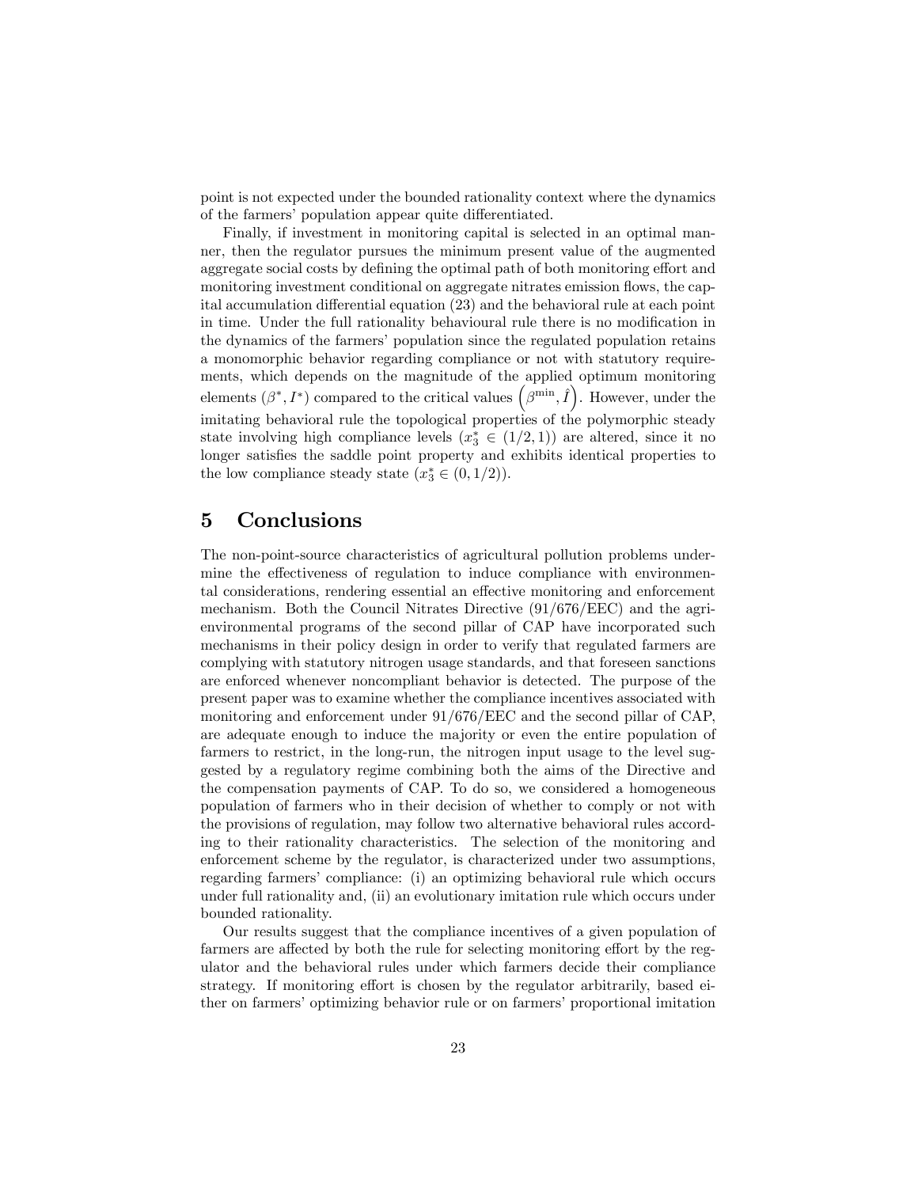point is not expected under the bounded rationality context where the dynamics of the farmers' population appear quite differentiated.

Finally, if investment in monitoring capital is selected in an optimal manner, then the regulator pursues the minimum present value of the augmented aggregate social costs by defining the optimal path of both monitoring effort and monitoring investment conditional on aggregate nitrates emission flows, the capital accumulation differential equation (23) and the behavioral rule at each point in time. Under the full rationality behavioural rule there is no modification in the dynamics of the farmers' population since the regulated population retains a monomorphic behavior regarding compliance or not with statutory requirements, which depends on the magnitude of the applied optimum monitoring elements $(\beta^*, I^*)$ compared to the critical values $\left(\beta^{\min}, \hat{I}\right)$. However, under the imitating behavioral rule the topological properties of the polymorphic steady state involving high compliance levels ($x_3^* \in (1/2, 1)$) are altered, since it no longer satisfies the saddle point property and exhibits identical properties to the low compliance steady state ($x_3^* \in (0, 1/2)$).

# 5 Conclusions

The non-point-source characteristics of agricultural pollution problems undermine the effectiveness of regulation to induce compliance with environmental considerations, rendering essential an effective monitoring and enforcement mechanism. Both the Council Nitrates Directive (91/676/EEC) and the agri-environmental programs of the second pillar of CAP have incorporated such mechanisms in their policy design in order to verify that regulated farmers are complying with statutory nitrogen usage standards, and that foreseen sanctions are enforced whenever noncompliant behavior is detected. The purpose of the present paper was to examine whether the compliance incentives associated with monitoring and enforcement under 91/676/EEC and the second pillar of CAP, are adequate enough to induce the majority or even the entire population of farmers to restrict, in the long-run, the nitrogen input usage to the level suggested by a regulatory regime combining both the aims of the Directive and the compensation payments of CAP. To do so, we considered a homogeneous population of farmers who in their decision of whether to comply or not with the provisions of regulation, may follow two alternative behavioral rules according to their rationality characteristics. The selection of the monitoring and enforcement scheme by the regulator, is characterized under two assumptions, regarding farmers' compliance: (i) an optimizing behavioral rule which occurs under full rationality and, (ii) an evolutionary imitation rule which occurs under bounded rationality.

Our results suggest that the compliance incentives of a given population of farmers are affected by both the rule for selecting monitoring effort by the regulator and the behavioral rules under which farmers decide their compliance strategy. If monitoring effort is chosen by the regulator arbitrarily, based either on farmers' optimizing behavior rule or on farmers' proportional imitation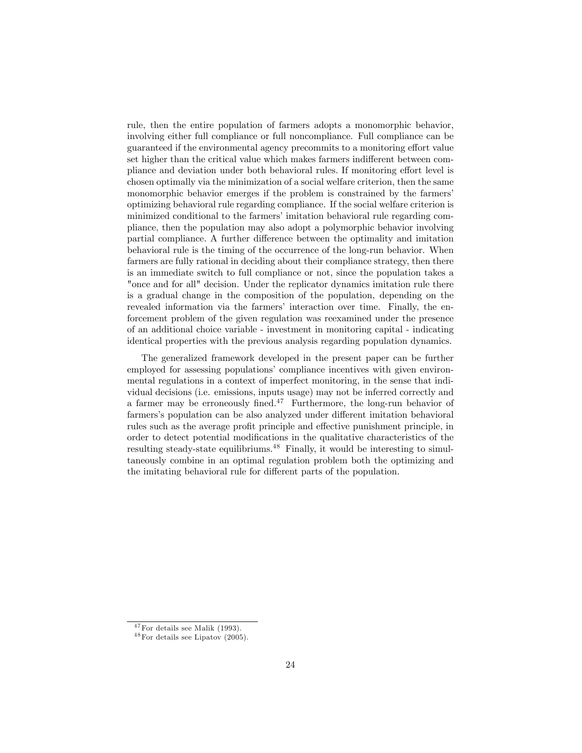rule, then the entire population of farmers adopts a monomorphic behavior, involving either full compliance or full noncompliance. Full compliance can be guaranteed if the environmental agency precommits to a monitoring effort value set higher than the critical value which makes farmers indifferent between compliance and deviation under both behavioral rules. If monitoring effort level is chosen optimally via the minimization of a social welfare criterion, then the same monomorphic behavior emerges if the problem is constrained by the farmers' optimizing behavioral rule regarding compliance. If the social welfare criterion is minimized conditional to the farmers' imitation behavioral rule regarding compliance, then the population may also adopt a polymorphic behavior involving partial compliance. A further difference between the optimality and imitation behavioral rule is the timing of the occurrence of the long-run behavior. When farmers are fully rational in deciding about their compliance strategy, then there is an immediate switch to full compliance or not, since the population takes a "once and for all" decision. Under the replicator dynamics imitation rule there is a gradual change in the composition of the population, depending on the revealed information via the farmers' interaction over time. Finally, the enforcement problem of the given regulation was reexamined under the presence of an additional choice variable - investment in monitoring capital - indicating identical properties with the previous analysis regarding population dynamics.

The generalized framework developed in the present paper can be further employed for assessing populations' compliance incentives with given environmental regulations in a context of imperfect monitoring, in the sense that individual decisions (i.e. emissions, inputs usage) may not be inferred correctly and a farmer may be erroneously fined.[47] Furthermore, the long-run behavior of farmers's population can be also analyzed under different imitation behavioral rules such as the average profit principle and effective punishment principle, in order to detect potential modifications in the qualitative characteristics of the resulting steady-state equilibriums.[48] Finally, it would be interesting to simultaneously combine in an optimal regulation problem both the optimizing and the imitating behavioral rule for different parts of the population.

---

[47] For details see Malik (1993).

[48] For details see Lipatov (2005).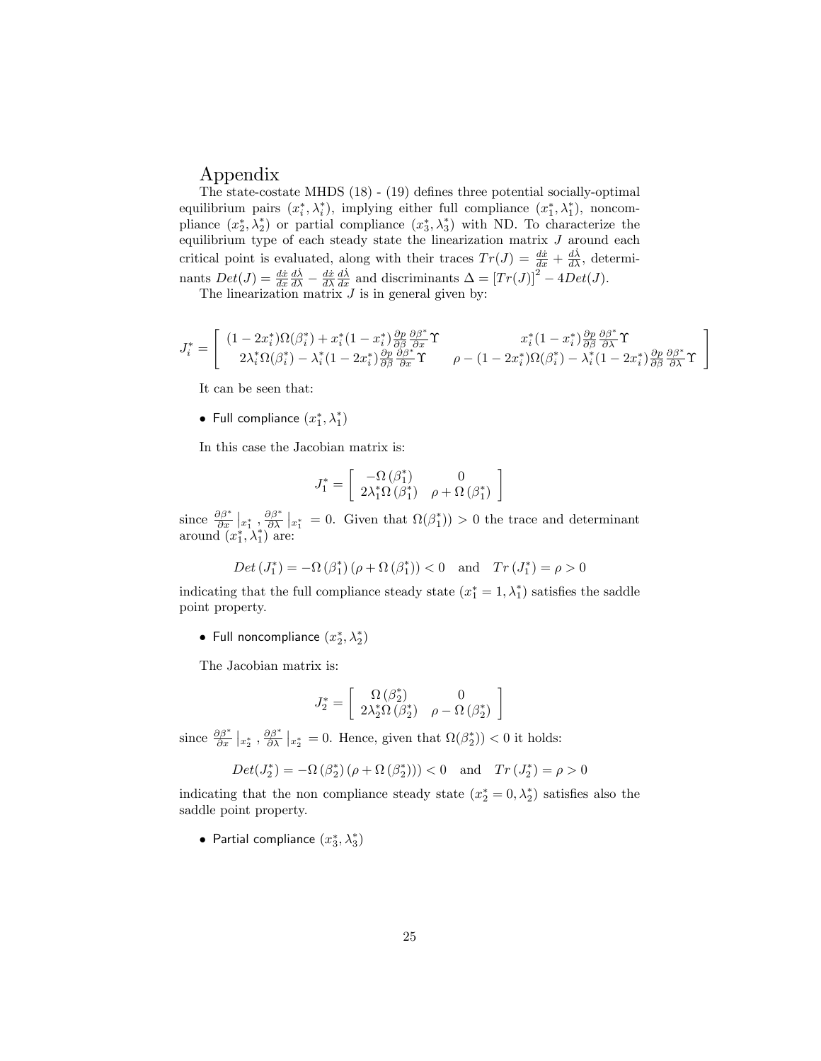# Appendix

The state-costate MHDS (18) - (19) defines three potential socially-optimal equilibrium pairs $(x_i^*, \lambda_i^*)$, implying either full compliance $(x_1^*, \lambda_1^*)$, noncompliance $(x_2^*, \lambda_2^*)$ or partial compliance $(x_3^*, \lambda_3^*)$ with ND. To characterize the equilibrium type of each steady state the linearization matrix $J$ around each critical point is evaluated, along with their traces $Tr(J) = \frac{d\dot{x}}{dx} + \frac{d\dot{\lambda}}{d\lambda}$, determinants $Det(J) = \frac{d\dot{x}}{dx}\frac{d\dot{\lambda}}{d\lambda} - \frac{d\dot{x}}{d\lambda}\frac{d\dot{\lambda}}{dx}$ and discriminants $\Delta = [Tr(J)]^2 - 4Det(J)$.

The linearization matrix $J$ is in general given by:

$$J_i^* = \begin{bmatrix} (1-2x_i^*)\Omega(\beta_i^*) + x_i^*(1-x_i^*)\frac{\partial p}{\partial \beta}\frac{\partial \beta^*}{\partial x}\Upsilon & x_i^*(1-x_i^*)\frac{\partial p}{\partial \beta}\frac{\partial \beta^*}{\partial \lambda}\Upsilon \\ 2\lambda_i^*\Omega(\beta_i^*) - \lambda_i^*(1-2x_i^*)\frac{\partial p}{\partial \beta}\frac{\partial \beta^*}{\partial x}\Upsilon & \rho - (1-2x_i^*)\Omega(\beta_i^*) - \lambda_i^*(1-2x_i^*)\frac{\partial p}{\partial \beta}\frac{\partial \beta^*}{\partial \lambda}\Upsilon \end{bmatrix}$$

It can be seen that:

- Full compliance $(x_1^*, \lambda_1^*)$

In this case the Jacobian matrix is:

$$J_1^* = \begin{bmatrix} -\Omega(\beta_1^*) & 0 \\ 2\lambda_1^*\Omega(\beta_1^*) & \rho + \Omega(\beta_1^*) \end{bmatrix}$$

since $\frac{\partial \beta^*}{\partial x}\big|_{x_1^*}, \frac{\partial \beta^*}{\partial \lambda}\big|_{x_1^*} = 0$. Given that $\Omega(\beta_1^*)) > 0$ the trace and determinant around $(x_1^*, \lambda_1^*)$ are:

$$Det(J_1^*) = -\Omega(\beta_1^*)(\rho + \Omega(\beta_1^*)) < 0 \quad \text{and} \quad Tr(J_1^*) = \rho > 0$$

indicating that the full compliance steady state $(x_1^* = 1, \lambda_1^*)$ satisfies the saddle point property.

- Full noncompliance $(x_2^*, \lambda_2^*)$

The Jacobian matrix is:

$$J_2^* = \begin{bmatrix} \Omega(\beta_2^*) & 0 \\ 2\lambda_2^*\Omega(\beta_2^*) & \rho - \Omega(\beta_2^*) \end{bmatrix}$$

since $\frac{\partial \beta^*}{\partial x}\big|_{x_2^*}, \frac{\partial \beta^*}{\partial \lambda}\big|_{x_2^*} = 0$. Hence, given that $\Omega(\beta_2^*)) < 0$ it holds:

$$Det(J_2^*) = -\Omega(\beta_2^*)(\rho + \Omega(\beta_2^*))) < 0 \quad \text{and} \quad Tr(J_2^*) = \rho > 0$$

indicating that the non compliance steady state $(x_2^* = 0, \lambda_2^*)$ satisfies also the saddle point property.

- Partial compliance $(x_3^*, \lambda_3^*)$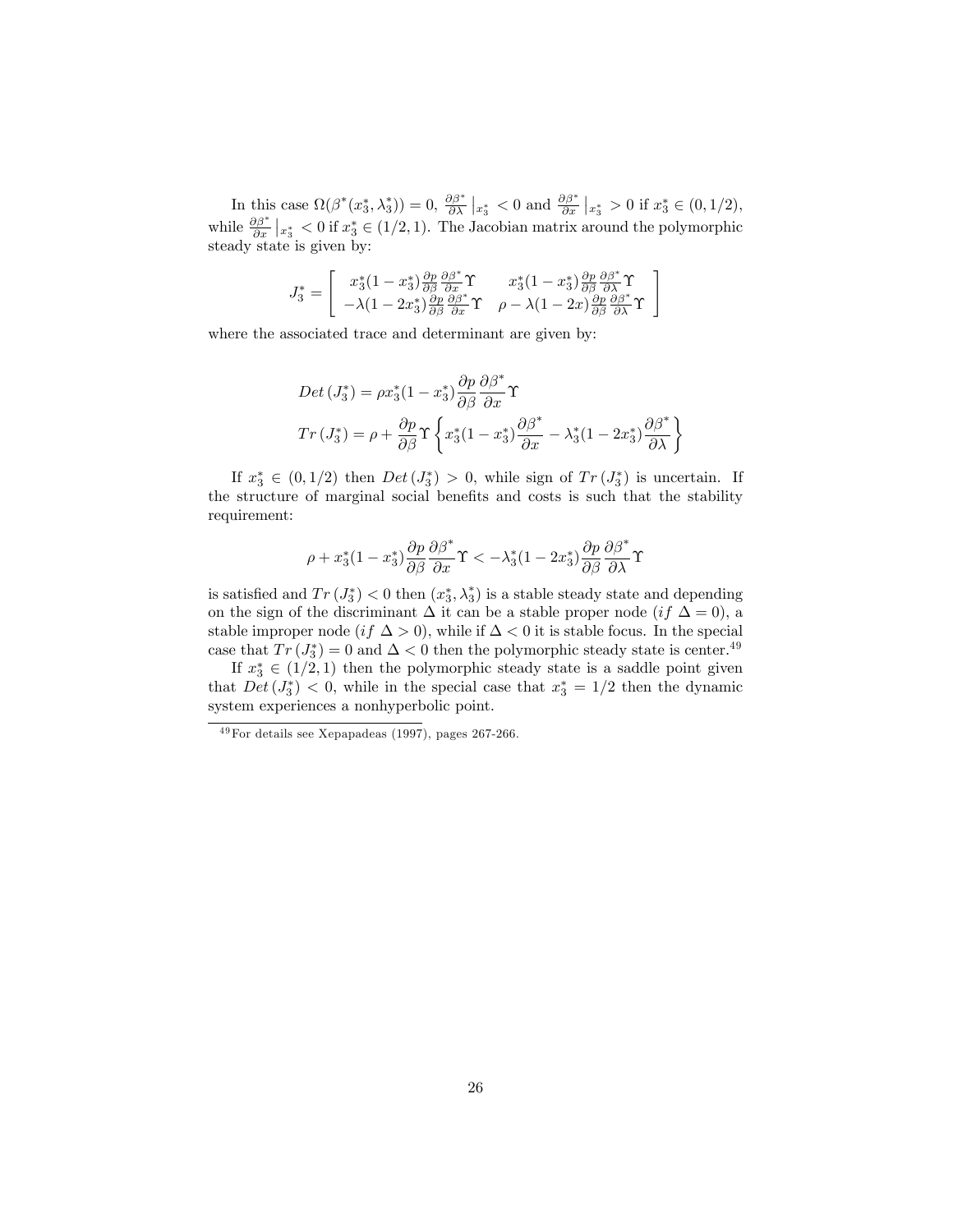In this case $\Omega(\beta^*(x_3^*, \lambda_3^*)) = 0$, $\frac{\partial \beta^*}{\partial \lambda}\big|_{x_3^*} < 0$ and $\frac{\partial \beta^*}{\partial x}\big|_{x_3^*} > 0$ if $x_3^* \in (0, 1/2)$, while $\frac{\partial \beta^*}{\partial x}\big|_{x_3^*} < 0$ if $x_3^* \in (1/2, 1)$. The Jacobian matrix around the polymorphic steady state is given by:

$$J_3^* = \begin{bmatrix} x_3^*(1-x_3^*)\frac{\partial p}{\partial \beta}\frac{\partial \beta^*}{\partial x}\Upsilon & x_3^*(1-x_3^*)\frac{\partial p}{\partial \beta}\frac{\partial \beta^*}{\partial \lambda}\Upsilon \\ -\lambda(1-2x_3^*)\frac{\partial p}{\partial \beta}\frac{\partial \beta^*}{\partial x}\Upsilon & \rho - \lambda(1-2x)\frac{\partial p}{\partial \beta}\frac{\partial \beta^*}{\partial \lambda}\Upsilon \end{bmatrix}$$

where the associated trace and determinant are given by:

$$Det\,(J_3^*) = \rho x_3^*(1-x_3^*)\frac{\partial p}{\partial \beta}\frac{\partial \beta^*}{\partial x}\Upsilon$$

$$Tr\,(J_3^*) = \rho + \frac{\partial p}{\partial \beta}\Upsilon\left\{x_3^*(1-x_3^*)\frac{\partial \beta^*}{\partial x} - \lambda_3^*(1-2x_3^*)\frac{\partial \beta^*}{\partial \lambda}\right\}$$

If $x_3^* \in (0, 1/2)$ then $Det\,(J_3^*) > 0$, while sign of $Tr\,(J_3^*)$ is uncertain. If the structure of marginal social benefits and costs is such that the stability requirement:

$$\rho + x_3^*(1-x_3^*)\frac{\partial p}{\partial \beta}\frac{\partial \beta^*}{\partial x}\Upsilon < -\lambda_3^*(1-2x_3^*)\frac{\partial p}{\partial \beta}\frac{\partial \beta^*}{\partial \lambda}\Upsilon$$

is satisfied and $Tr\,(J_3^*) < 0$ then $(x_3^*, \lambda_3^*)$ is a stable steady state and depending on the sign of the discriminant $\Delta$ it can be a stable proper node ($if\ \Delta = 0$), a stable improper node ($if\ \Delta > 0$), while if $\Delta < 0$ it is stable focus. In the special case that $Tr\,(J_3^*) = 0$ and $\Delta < 0$ then the polymorphic steady state is center.[49]

If $x_3^* \in (1/2, 1)$ then the polymorphic steady state is a saddle point given that $Det\,(J_3^*) < 0$, while in the special case that $x_3^* = 1/2$ then the dynamic system experiences a nonhyperbolic point.

[49] For details see Xepapadeas (1997), pages 267-266.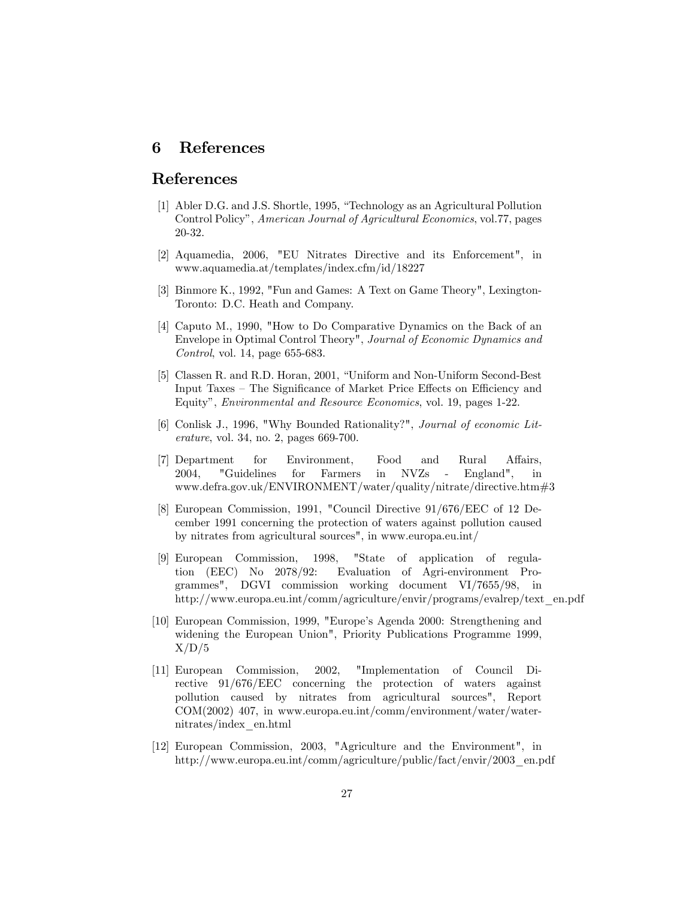## 6 References

## References

[1] Abler D.G. and J.S. Shortle, 1995, "Technology as an Agricultural Pollution Control Policy", *American Journal of Agricultural Economics*, vol.77, pages 20-32.

[2] Aquamedia, 2006, "EU Nitrates Directive and its Enforcement", in www.aquamedia.at/templates/index.cfm/id/18227

[3] Binmore K., 1992, "Fun and Games: A Text on Game Theory", Lexington-Toronto: D.C. Heath and Company.

[4] Caputo M., 1990, "How to Do Comparative Dynamics on the Back of an Envelope in Optimal Control Theory", *Journal of Economic Dynamics and Control*, vol. 14, page 655-683.

[5] Classen R. and R.D. Horan, 2001, "Uniform and Non-Uniform Second-Best Input Taxes – The Significance of Market Price Effects on Efficiency and Equity", *Environmental and Resource Economics*, vol. 19, pages 1-22.

[6] Conlisk J., 1996, "Why Bounded Rationality?", *Journal of economic Literature*, vol. 34, no. 2, pages 669-700.

[7] Department for Environment, Food and Rural Affairs, 2004, "Guidelines for Farmers in NVZs - England", in www.defra.gov.uk/ENVIRONMENT/water/quality/nitrate/directive.htm#3

[8] European Commission, 1991, "Council Directive 91/676/EEC of 12 December 1991 concerning the protection of waters against pollution caused by nitrates from agricultural sources", in www.europa.eu.int/

[9] European Commission, 1998, "State of application of regulation (EEC) No 2078/92: Evaluation of Agri-environment Programmes", DGVI commission working document VI/7655/98, in http://www.europa.eu.int/comm/agriculture/envir/programs/evalrep/text_en.pdf

[10] European Commission, 1999, "Europe's Agenda 2000: Strengthening and widening the European Union", Priority Publications Programme 1999, X/D/5

[11] European Commission, 2002, "Implementation of Council Directive 91/676/EEC concerning the protection of waters against pollution caused by nitrates from agricultural sources", Report COM(2002) 407, in www.europa.eu.int/comm/environment/water/water-nitrates/index_en.html

[12] European Commission, 2003, "Agriculture and the Environment", in http://www.europa.eu.int/comm/agriculture/public/fact/envir/2003_en.pdf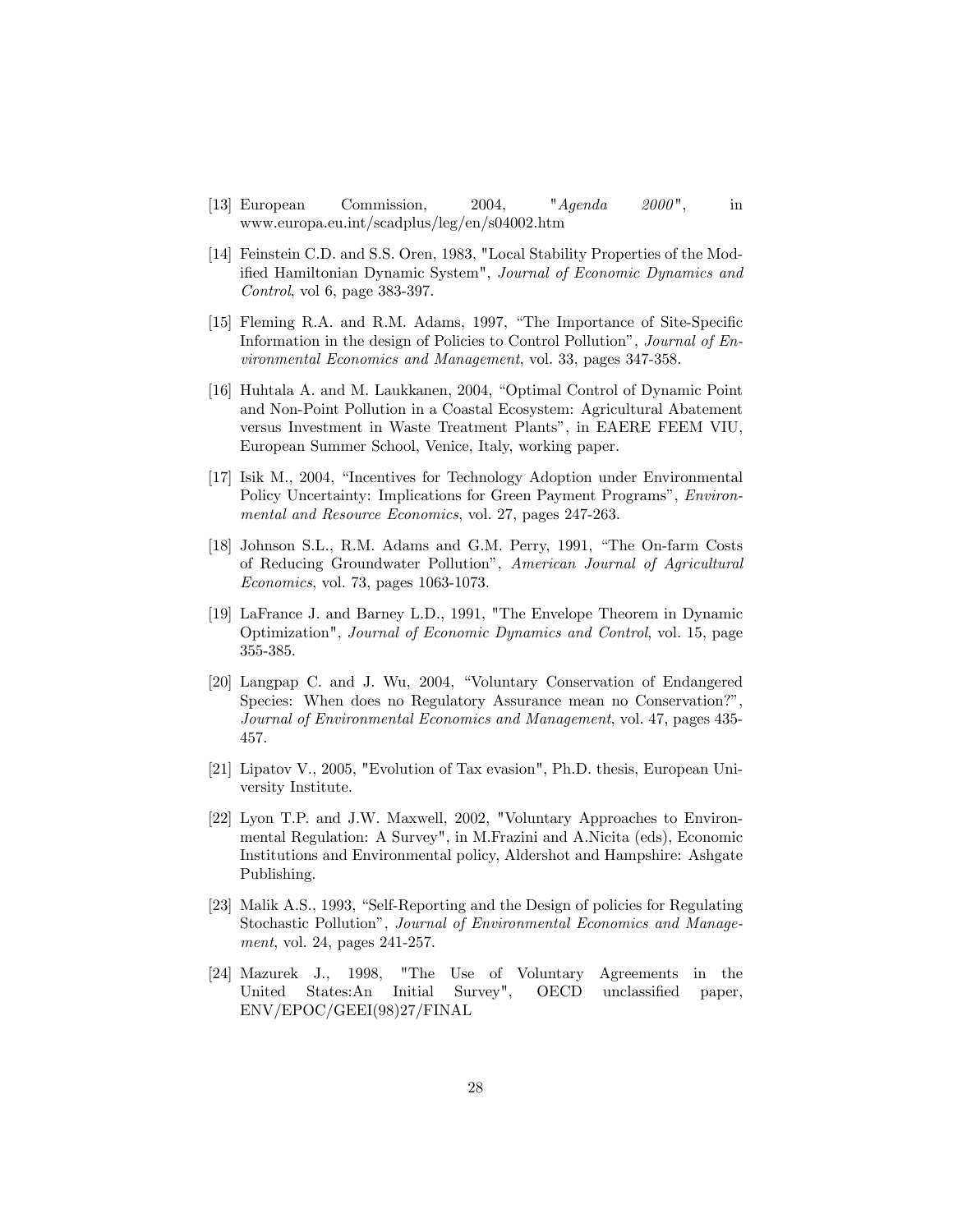[13] European Commission, 2004, "*Agenda 2000*", in www.europa.eu.int/scadplus/leg/en/s04002.htm

[14] Feinstein C.D. and S.S. Oren, 1983, "Local Stability Properties of the Modified Hamiltonian Dynamic System", *Journal of Economic Dynamics and Control*, vol 6, page 383-397.

[15] Fleming R.A. and R.M. Adams, 1997, "The Importance of Site-Specific Information in the design of Policies to Control Pollution", *Journal of Environmental Economics and Management*, vol. 33, pages 347-358.

[16] Huhtala A. and M. Laukkanen, 2004, "Optimal Control of Dynamic Point and Non-Point Pollution in a Coastal Ecosystem: Agricultural Abatement versus Investment in Waste Treatment Plants", in EAERE FEEM VIU, European Summer School, Venice, Italy, working paper.

[17] Isik M., 2004, "Incentives for Technology Adoption under Environmental Policy Uncertainty: Implications for Green Payment Programs", *Environmental and Resource Economics*, vol. 27, pages 247-263.

[18] Johnson S.L., R.M. Adams and G.M. Perry, 1991, "The On-farm Costs of Reducing Groundwater Pollution", *American Journal of Agricultural Economics*, vol. 73, pages 1063-1073.

[19] LaFrance J. and Barney L.D., 1991, "The Envelope Theorem in Dynamic Optimization", *Journal of Economic Dynamics and Control*, vol. 15, page 355-385.

[20] Langpap C. and J. Wu, 2004, "Voluntary Conservation of Endangered Species: When does no Regulatory Assurance mean no Conservation?", *Journal of Environmental Economics and Management*, vol. 47, pages 435-457.

[21] Lipatov V., 2005, "Evolution of Tax evasion", Ph.D. thesis, European University Institute.

[22] Lyon T.P. and J.W. Maxwell, 2002, "Voluntary Approaches to Environmental Regulation: A Survey", in M.Frazini and A.Nicita (eds), Economic Institutions and Environmental policy, Aldershot and Hampshire: Ashgate Publishing.

[23] Malik A.S., 1993, "Self-Reporting and the Design of policies for Regulating Stochastic Pollution", *Journal of Environmental Economics and Management*, vol. 24, pages 241-257.

[24] Mazurek J., 1998, "The Use of Voluntary Agreements in the United States:An Initial Survey", OECD unclassified paper, ENV/EPOC/GEEI(98)27/FINAL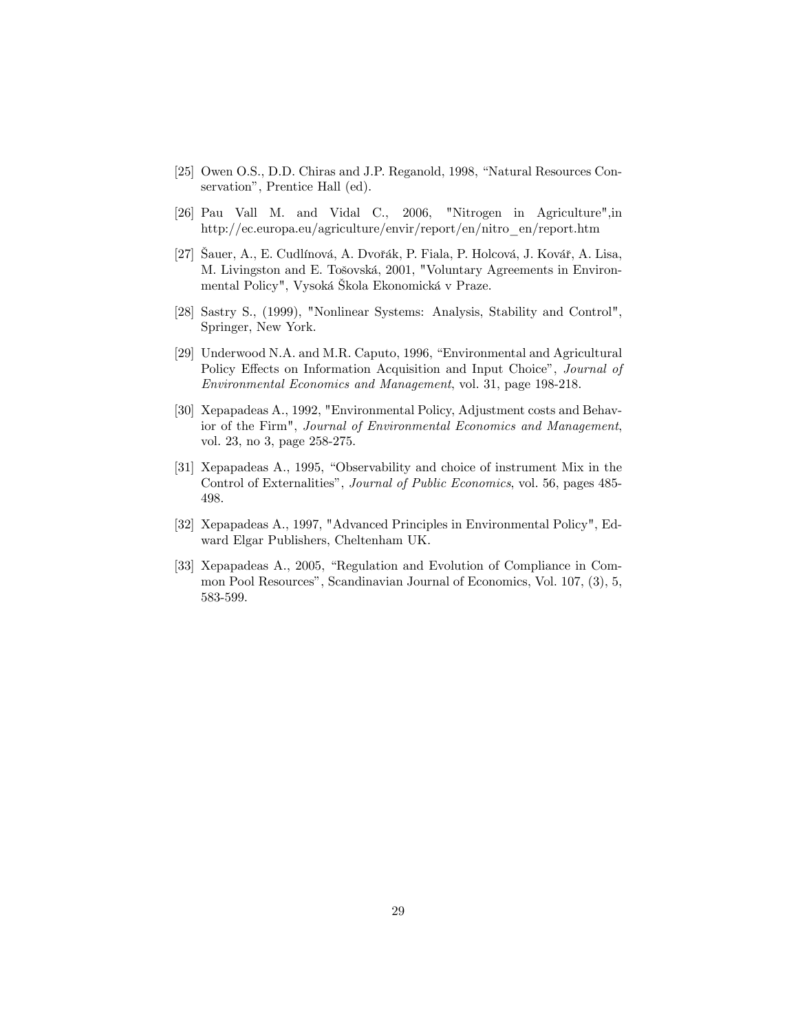[25] Owen O.S., D.D. Chiras and J.P. Reganold, 1998, "Natural Resources Conservation", Prentice Hall (ed).

[26] Pau Vall M. and Vidal C., 2006, "Nitrogen in Agriculture",in http://ec.europa.eu/agriculture/envir/report/en/nitro_en/report.htm

[27] Šauer, A., E. Cudlínová, A. Dvořák, P. Fiala, P. Holcová, J. Kovář, A. Lisa, M. Livingston and E. Tošovská, 2001, "Voluntary Agreements in Environmental Policy", Vysoká Škola Ekonomická v Praze.

[28] Sastry S., (1999), "Nonlinear Systems: Analysis, Stability and Control", Springer, New York.

[29] Underwood N.A. and M.R. Caputo, 1996, "Environmental and Agricultural Policy Effects on Information Acquisition and Input Choice", *Journal of Environmental Economics and Management*, vol. 31, page 198-218.

[30] Xepapadeas A., 1992, "Environmental Policy, Adjustment costs and Behavior of the Firm", *Journal of Environmental Economics and Management*, vol. 23, no 3, page 258-275.

[31] Xepapadeas A., 1995, "Observability and choice of instrument Mix in the Control of Externalities", *Journal of Public Economics*, vol. 56, pages 485-498.

[32] Xepapadeas A., 1997, "Advanced Principles in Environmental Policy", Edward Elgar Publishers, Cheltenham UK.

[33] Xepapadeas A., 2005, "Regulation and Evolution of Compliance in Common Pool Resources", Scandinavian Journal of Economics, Vol. 107, (3), 5, 583-599.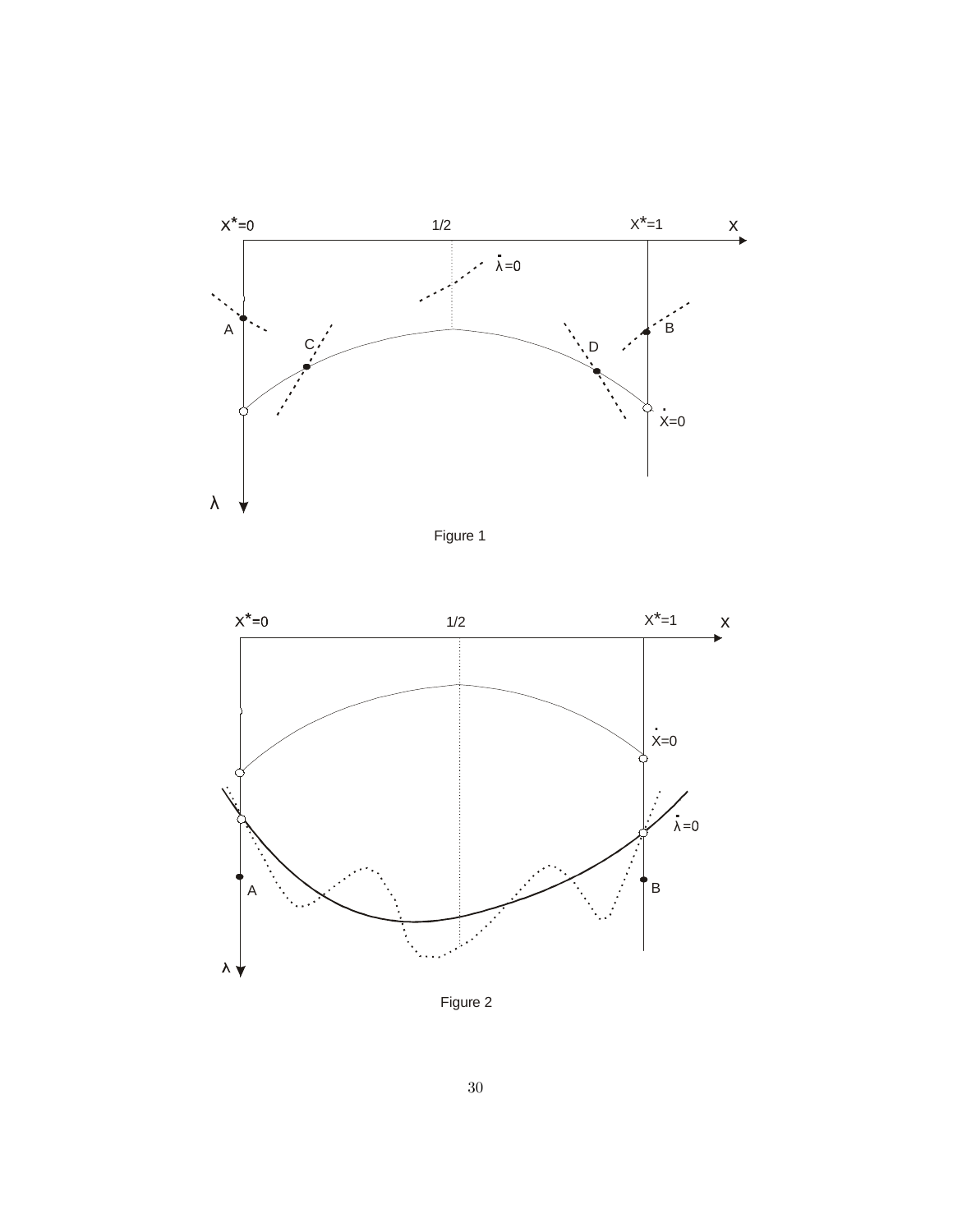Figure 1

Figure 2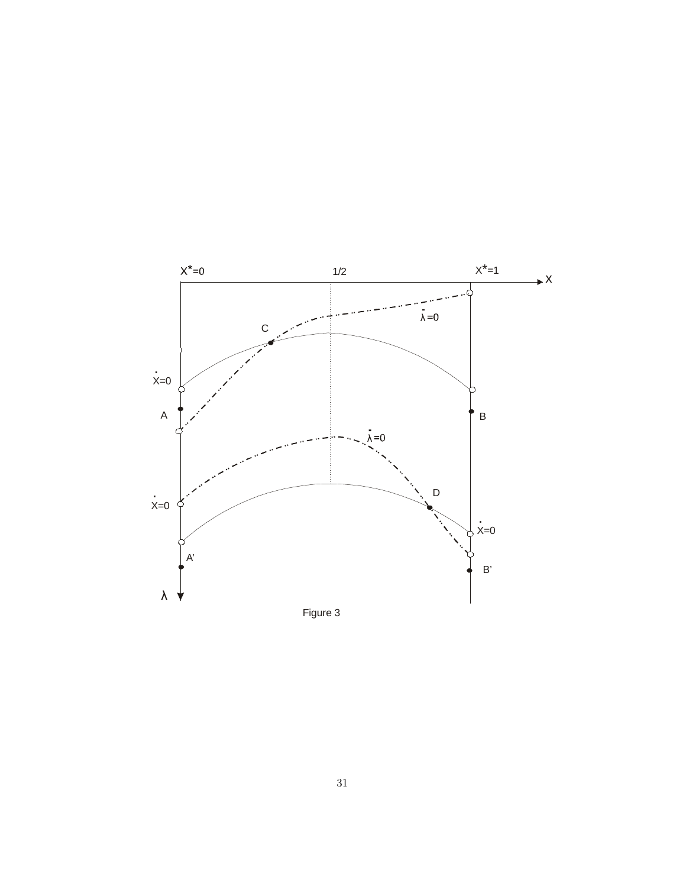Figure 3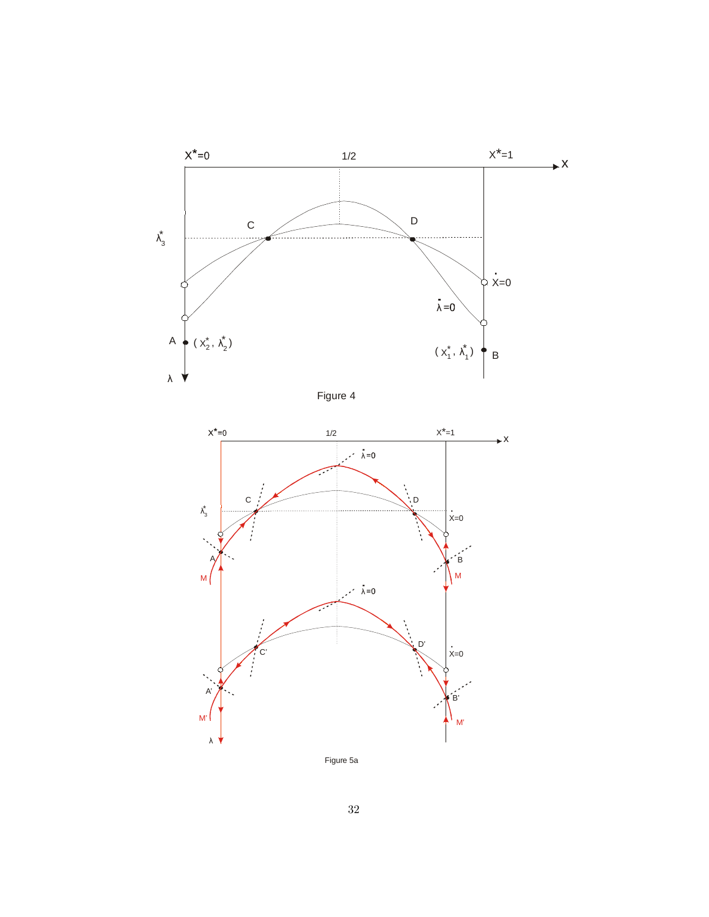Figure 4

Figure 5a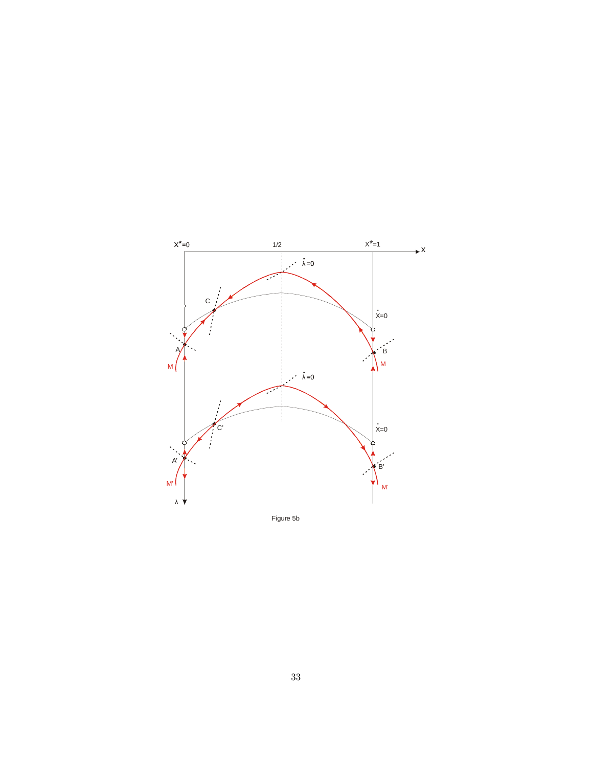Figure 5b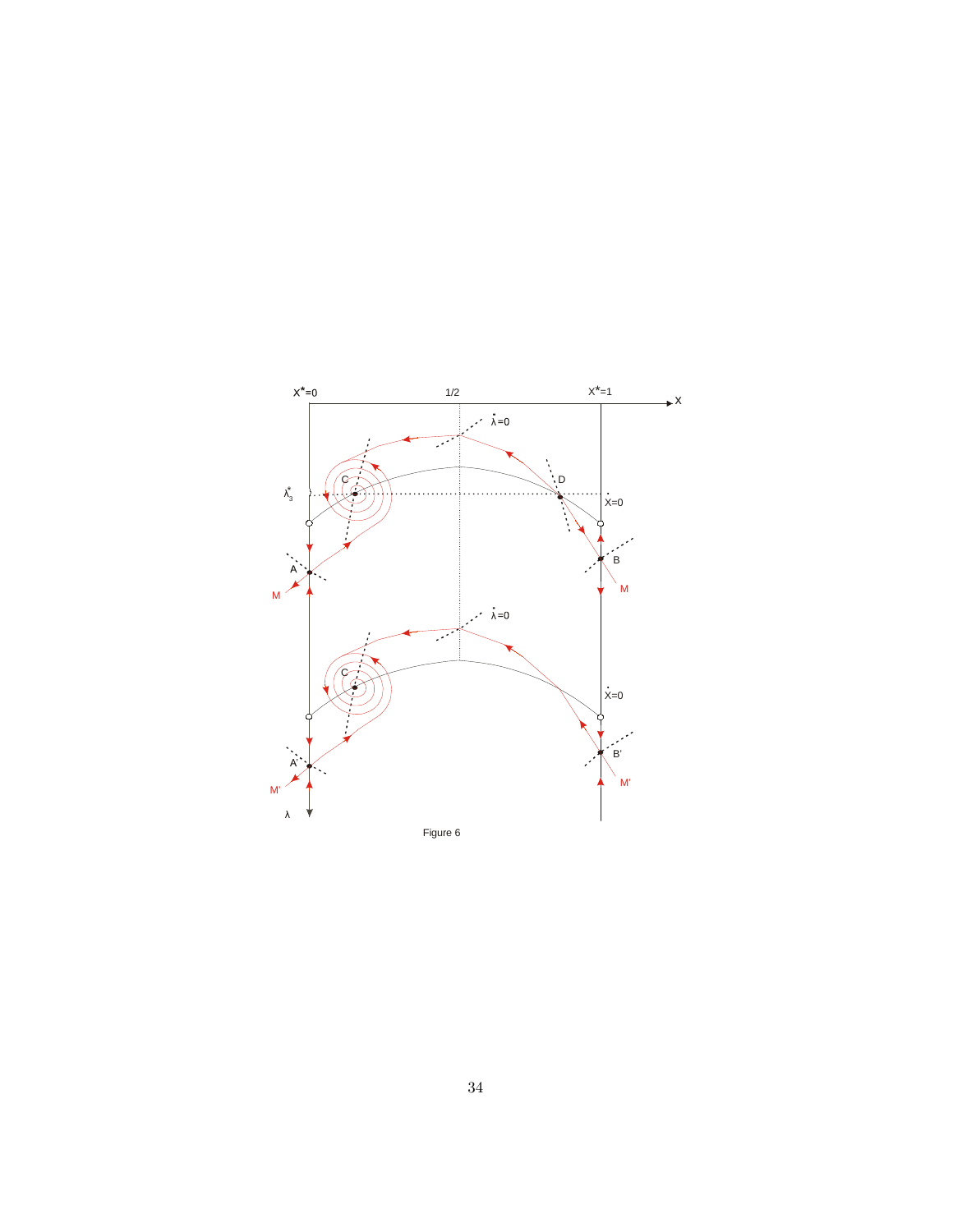Figure 6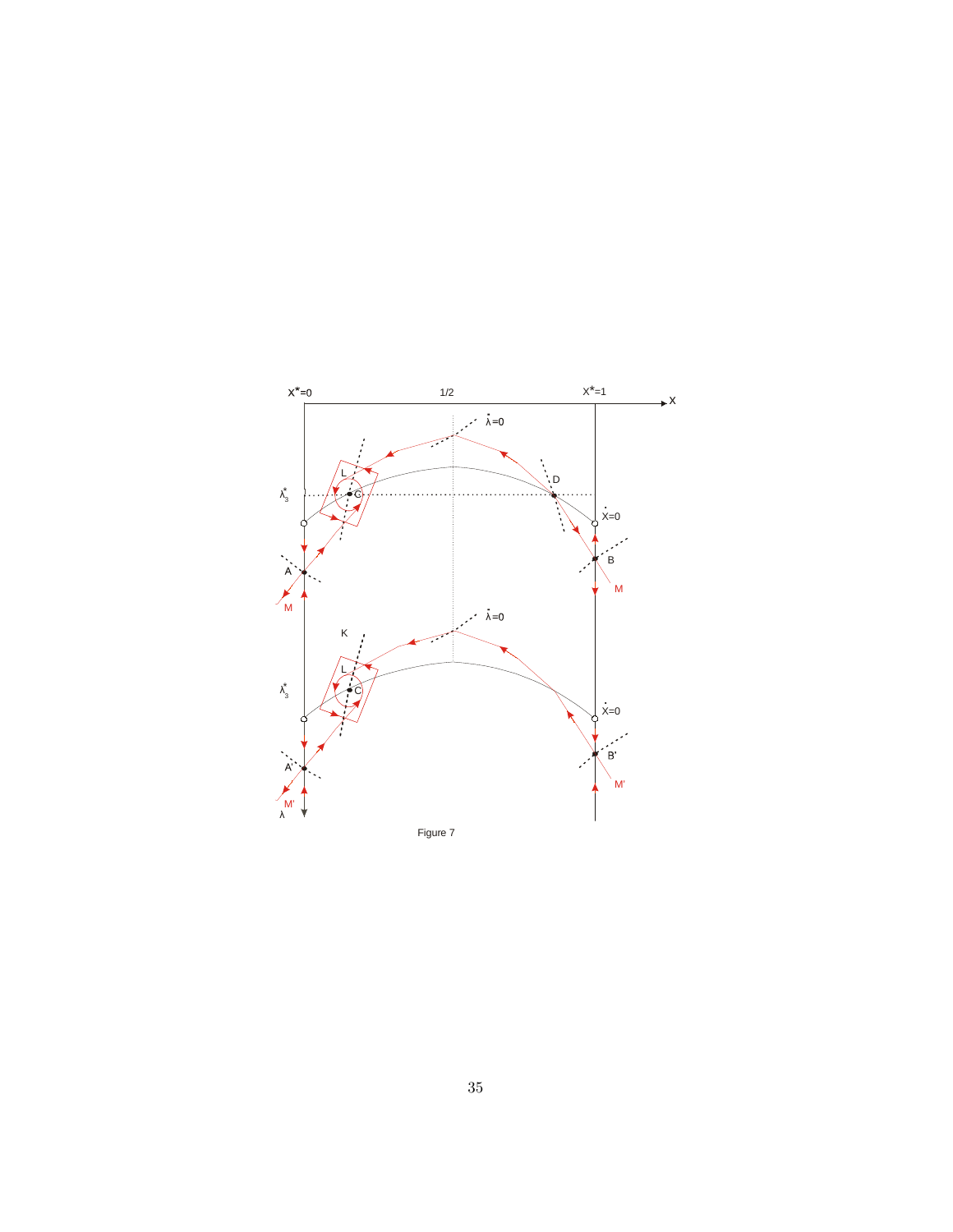$X^*=0$

1/2

$X^*=1$

X

$\dot{\lambda}=0$

L

D

$\lambda_3^*$

C

$\dot{X}=0$

A

B

M

M

$\dot{\lambda}=0$

K

L

$\lambda_3^*$

C

$\dot{X}=0$

A'

B'

M'

M'

$\lambda$

Figure 7